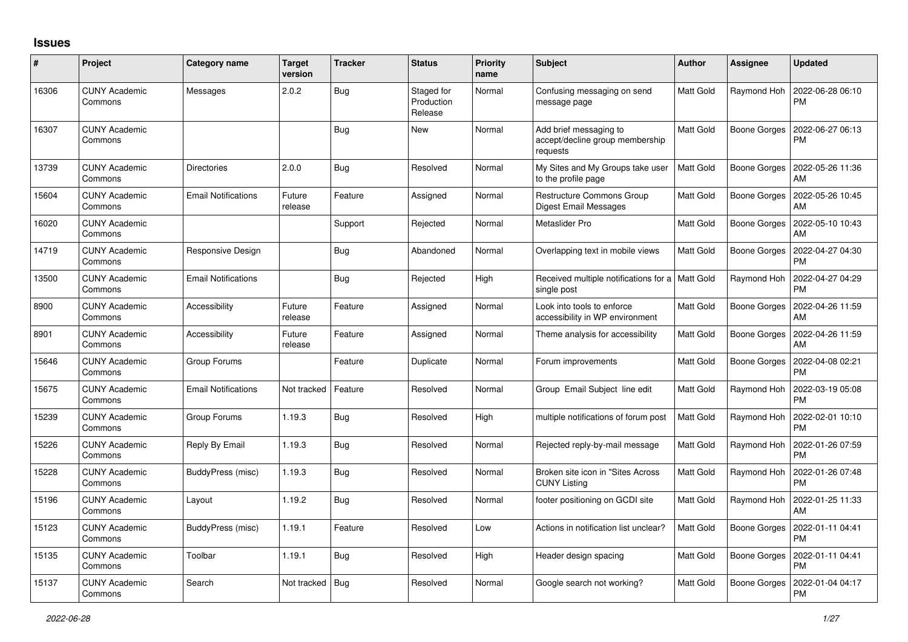## Issues

| # | Project | Category name | Target version | Tracker | Status | Priority name | Subject | Author | Assignee | Updated |
|---|---|---|---|---|---|---|---|---|---|---|
| 16306 | CUNY Academic Commons | Messages | 2.0.2 | Bug | Staged for Production Release | Normal | Confusing messaging on send message page | Matt Gold | Raymond Hoh | 2022-06-28 06:10 PM |
| 16307 | CUNY Academic Commons | | | Bug | New | Normal | Add brief messaging to accept/decline group membership requests | Matt Gold | Boone Gorges | 2022-06-27 06:13 PM |
| 13739 | CUNY Academic Commons | Directories | 2.0.0 | Bug | Resolved | Normal | My Sites and My Groups take user to the profile page | Matt Gold | Boone Gorges | 2022-05-26 11:36 AM |
| 15604 | CUNY Academic Commons | Email Notifications | Future release | Feature | Assigned | Normal | Restructure Commons Group Digest Email Messages | Matt Gold | Boone Gorges | 2022-05-26 10:45 AM |
| 16020 | CUNY Academic Commons | | | Support | Rejected | Normal | Metaslider Pro | Matt Gold | Boone Gorges | 2022-05-10 10:43 AM |
| 14719 | CUNY Academic Commons | Responsive Design | | Bug | Abandoned | Normal | Overlapping text in mobile views | Matt Gold | Boone Gorges | 2022-04-27 04:30 PM |
| 13500 | CUNY Academic Commons | Email Notifications | | Bug | Rejected | High | Received multiple notifications for a single post | Matt Gold | Raymond Hoh | 2022-04-27 04:29 PM |
| 8900 | CUNY Academic Commons | Accessibility | Future release | Feature | Assigned | Normal | Look into tools to enforce accessibility in WP environment | Matt Gold | Boone Gorges | 2022-04-26 11:59 AM |
| 8901 | CUNY Academic Commons | Accessibility | Future release | Feature | Assigned | Normal | Theme analysis for accessibility | Matt Gold | Boone Gorges | 2022-04-26 11:59 AM |
| 15646 | CUNY Academic Commons | Group Forums | | Feature | Duplicate | Normal | Forum improvements | Matt Gold | Boone Gorges | 2022-04-08 02:21 PM |
| 15675 | CUNY Academic Commons | Email Notifications | Not tracked | Feature | Resolved | Normal | Group Email Subject line edit | Matt Gold | Raymond Hoh | 2022-03-19 05:08 PM |
| 15239 | CUNY Academic Commons | Group Forums | 1.19.3 | Bug | Resolved | High | multiple notifications of forum post | Matt Gold | Raymond Hoh | 2022-02-01 10:10 PM |
| 15226 | CUNY Academic Commons | Reply By Email | 1.19.3 | Bug | Resolved | Normal | Rejected reply-by-mail message | Matt Gold | Raymond Hoh | 2022-01-26 07:59 PM |
| 15228 | CUNY Academic Commons | BuddyPress (misc) | 1.19.3 | Bug | Resolved | Normal | Broken site icon in "Sites Across CUNY Listing | Matt Gold | Raymond Hoh | 2022-01-26 07:48 PM |
| 15196 | CUNY Academic Commons | Layout | 1.19.2 | Bug | Resolved | Normal | footer positioning on GCDI site | Matt Gold | Raymond Hoh | 2022-01-25 11:33 AM |
| 15123 | CUNY Academic Commons | BuddyPress (misc) | 1.19.1 | Feature | Resolved | Low | Actions in notification list unclear? | Matt Gold | Boone Gorges | 2022-01-11 04:41 PM |
| 15135 | CUNY Academic Commons | Toolbar | 1.19.1 | Bug | Resolved | High | Header design spacing | Matt Gold | Boone Gorges | 2022-01-11 04:41 PM |
| 15137 | CUNY Academic Commons | Search | Not tracked | Bug | Resolved | Normal | Google search not working? | Matt Gold | Boone Gorges | 2022-01-04 04:17 PM |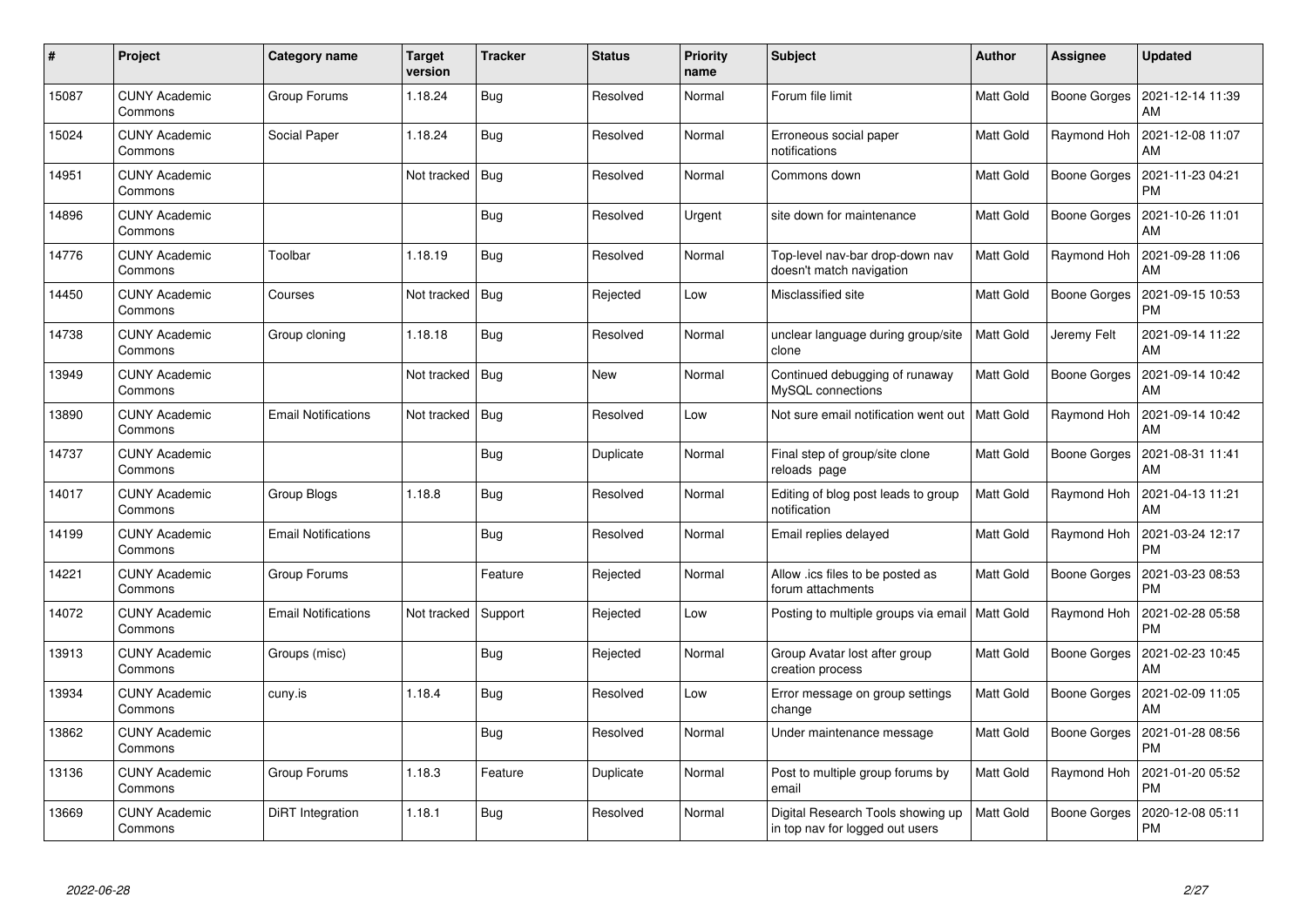| # | Project | Category name | Target version | Tracker | Status | Priority name | Subject | Author | Assignee | Updated |
|---|---|---|---|---|---|---|---|---|---|---|
| 15087 | CUNY Academic Commons | Group Forums | 1.18.24 | Bug | Resolved | Normal | Forum file limit | Matt Gold | Boone Gorges | 2021-12-14 11:39 AM |
| 15024 | CUNY Academic Commons | Social Paper | 1.18.24 | Bug | Resolved | Normal | Erroneous social paper notifications | Matt Gold | Raymond Hoh | 2021-12-08 11:07 AM |
| 14951 | CUNY Academic Commons | | Not tracked | Bug | Resolved | Normal | Commons down | Matt Gold | Boone Gorges | 2021-11-23 04:21 PM |
| 14896 | CUNY Academic Commons | | | Bug | Resolved | Urgent | site down for maintenance | Matt Gold | Boone Gorges | 2021-10-26 11:01 AM |
| 14776 | CUNY Academic Commons | Toolbar | 1.18.19 | Bug | Resolved | Normal | Top-level nav-bar drop-down nav doesn't match navigation | Matt Gold | Raymond Hoh | 2021-09-28 11:06 AM |
| 14450 | CUNY Academic Commons | Courses | Not tracked | Bug | Rejected | Low | Misclassified site | Matt Gold | Boone Gorges | 2021-09-15 10:53 PM |
| 14738 | CUNY Academic Commons | Group cloning | 1.18.18 | Bug | Resolved | Normal | unclear language during group/site clone | Matt Gold | Jeremy Felt | 2021-09-14 11:22 AM |
| 13949 | CUNY Academic Commons | | Not tracked | Bug | New | Normal | Continued debugging of runaway MySQL connections | Matt Gold | Boone Gorges | 2021-09-14 10:42 AM |
| 13890 | CUNY Academic Commons | Email Notifications | Not tracked | Bug | Resolved | Low | Not sure email notification went out | Matt Gold | Raymond Hoh | 2021-09-14 10:42 AM |
| 14737 | CUNY Academic Commons | | | Bug | Duplicate | Normal | Final step of group/site clone reloads page | Matt Gold | Boone Gorges | 2021-08-31 11:41 AM |
| 14017 | CUNY Academic Commons | Group Blogs | 1.18.8 | Bug | Resolved | Normal | Editing of blog post leads to group notification | Matt Gold | Raymond Hoh | 2021-04-13 11:21 AM |
| 14199 | CUNY Academic Commons | Email Notifications | | Bug | Resolved | Normal | Email replies delayed | Matt Gold | Raymond Hoh | 2021-03-24 12:17 PM |
| 14221 | CUNY Academic Commons | Group Forums | | Feature | Rejected | Normal | Allow .ics files to be posted as forum attachments | Matt Gold | Boone Gorges | 2021-03-23 08:53 PM |
| 14072 | CUNY Academic Commons | Email Notifications | Not tracked | Support | Rejected | Low | Posting to multiple groups via email | Matt Gold | Raymond Hoh | 2021-02-28 05:58 PM |
| 13913 | CUNY Academic Commons | Groups (misc) | | Bug | Rejected | Normal | Group Avatar lost after group creation process | Matt Gold | Boone Gorges | 2021-02-23 10:45 AM |
| 13934 | CUNY Academic Commons | cuny.is | 1.18.4 | Bug | Resolved | Low | Error message on group settings change | Matt Gold | Boone Gorges | 2021-02-09 11:05 AM |
| 13862 | CUNY Academic Commons | | | Bug | Resolved | Normal | Under maintenance message | Matt Gold | Boone Gorges | 2021-01-28 08:56 PM |
| 13136 | CUNY Academic Commons | Group Forums | 1.18.3 | Feature | Duplicate | Normal | Post to multiple group forums by email | Matt Gold | Raymond Hoh | 2021-01-20 05:52 PM |
| 13669 | CUNY Academic Commons | DiRT Integration | 1.18.1 | Bug | Resolved | Normal | Digital Research Tools showing up in top nav for logged out users | Matt Gold | Boone Gorges | 2020-12-08 05:11 PM |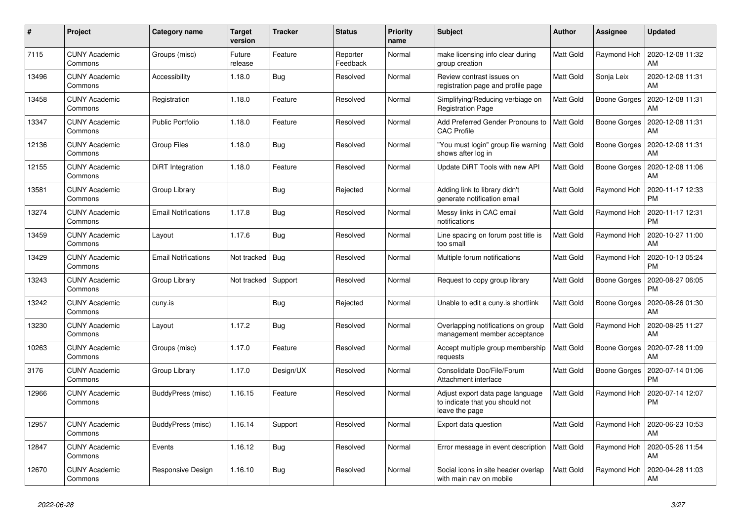| # | Project | Category name | Target version | Tracker | Status | Priority name | Subject | Author | Assignee | Updated |
|---|---|---|---|---|---|---|---|---|---|---|
| 7115 | CUNY Academic Commons | Groups (misc) | Future release | Feature | Reporter Feedback | Normal | make licensing info clear during group creation | Matt Gold | Raymond Hoh | 2020-12-08 11:32 AM |
| 13496 | CUNY Academic Commons | Accessibility | 1.18.0 | Bug | Resolved | Normal | Review contrast issues on registration page and profile page | Matt Gold | Sonja Leix | 2020-12-08 11:31 AM |
| 13458 | CUNY Academic Commons | Registration | 1.18.0 | Feature | Resolved | Normal | Simplifying/Reducing verbiage on Registration Page | Matt Gold | Boone Gorges | 2020-12-08 11:31 AM |
| 13347 | CUNY Academic Commons | Public Portfolio | 1.18.0 | Feature | Resolved | Normal | Add Preferred Gender Pronouns to CAC Profile | Matt Gold | Boone Gorges | 2020-12-08 11:31 AM |
| 12136 | CUNY Academic Commons | Group Files | 1.18.0 | Bug | Resolved | Normal | "You must login" group file warning shows after log in | Matt Gold | Boone Gorges | 2020-12-08 11:31 AM |
| 12155 | CUNY Academic Commons | DiRT Integration | 1.18.0 | Feature | Resolved | Normal | Update DiRT Tools with new API | Matt Gold | Boone Gorges | 2020-12-08 11:06 AM |
| 13581 | CUNY Academic Commons | Group Library | | Bug | Rejected | Normal | Adding link to library didn't generate notification email | Matt Gold | Raymond Hoh | 2020-11-17 12:33 PM |
| 13274 | CUNY Academic Commons | Email Notifications | 1.17.8 | Bug | Resolved | Normal | Messy links in CAC email notifications | Matt Gold | Raymond Hoh | 2020-11-17 12:31 PM |
| 13459 | CUNY Academic Commons | Layout | 1.17.6 | Bug | Resolved | Normal | Line spacing on forum post title is too small | Matt Gold | Raymond Hoh | 2020-10-27 11:00 AM |
| 13429 | CUNY Academic Commons | Email Notifications | Not tracked | Bug | Resolved | Normal | Multiple forum notifications | Matt Gold | Raymond Hoh | 2020-10-13 05:24 PM |
| 13243 | CUNY Academic Commons | Group Library | Not tracked | Support | Resolved | Normal | Request to copy group library | Matt Gold | Boone Gorges | 2020-08-27 06:05 PM |
| 13242 | CUNY Academic Commons | cuny.is | | Bug | Rejected | Normal | Unable to edit a cuny.is shortlink | Matt Gold | Boone Gorges | 2020-08-26 01:30 AM |
| 13230 | CUNY Academic Commons | Layout | 1.17.2 | Bug | Resolved | Normal | Overlapping notifications on group management member acceptance | Matt Gold | Raymond Hoh | 2020-08-25 11:27 AM |
| 10263 | CUNY Academic Commons | Groups (misc) | 1.17.0 | Feature | Resolved | Normal | Accept multiple group membership requests | Matt Gold | Boone Gorges | 2020-07-28 11:09 AM |
| 3176 | CUNY Academic Commons | Group Library | 1.17.0 | Design/UX | Resolved | Normal | Consolidate Doc/File/Forum Attachment interface | Matt Gold | Boone Gorges | 2020-07-14 01:06 PM |
| 12966 | CUNY Academic Commons | BuddyPress (misc) | 1.16.15 | Feature | Resolved | Normal | Adjust export data page language to indicate that you should not leave the page | Matt Gold | Raymond Hoh | 2020-07-14 12:07 PM |
| 12957 | CUNY Academic Commons | BuddyPress (misc) | 1.16.14 | Support | Resolved | Normal | Export data question | Matt Gold | Raymond Hoh | 2020-06-23 10:53 AM |
| 12847 | CUNY Academic Commons | Events | 1.16.12 | Bug | Resolved | Normal | Error message in event description | Matt Gold | Raymond Hoh | 2020-05-26 11:54 AM |
| 12670 | CUNY Academic Commons | Responsive Design | 1.16.10 | Bug | Resolved | Normal | Social icons in site header overlap with main nav on mobile | Matt Gold | Raymond Hoh | 2020-04-28 11:03 AM |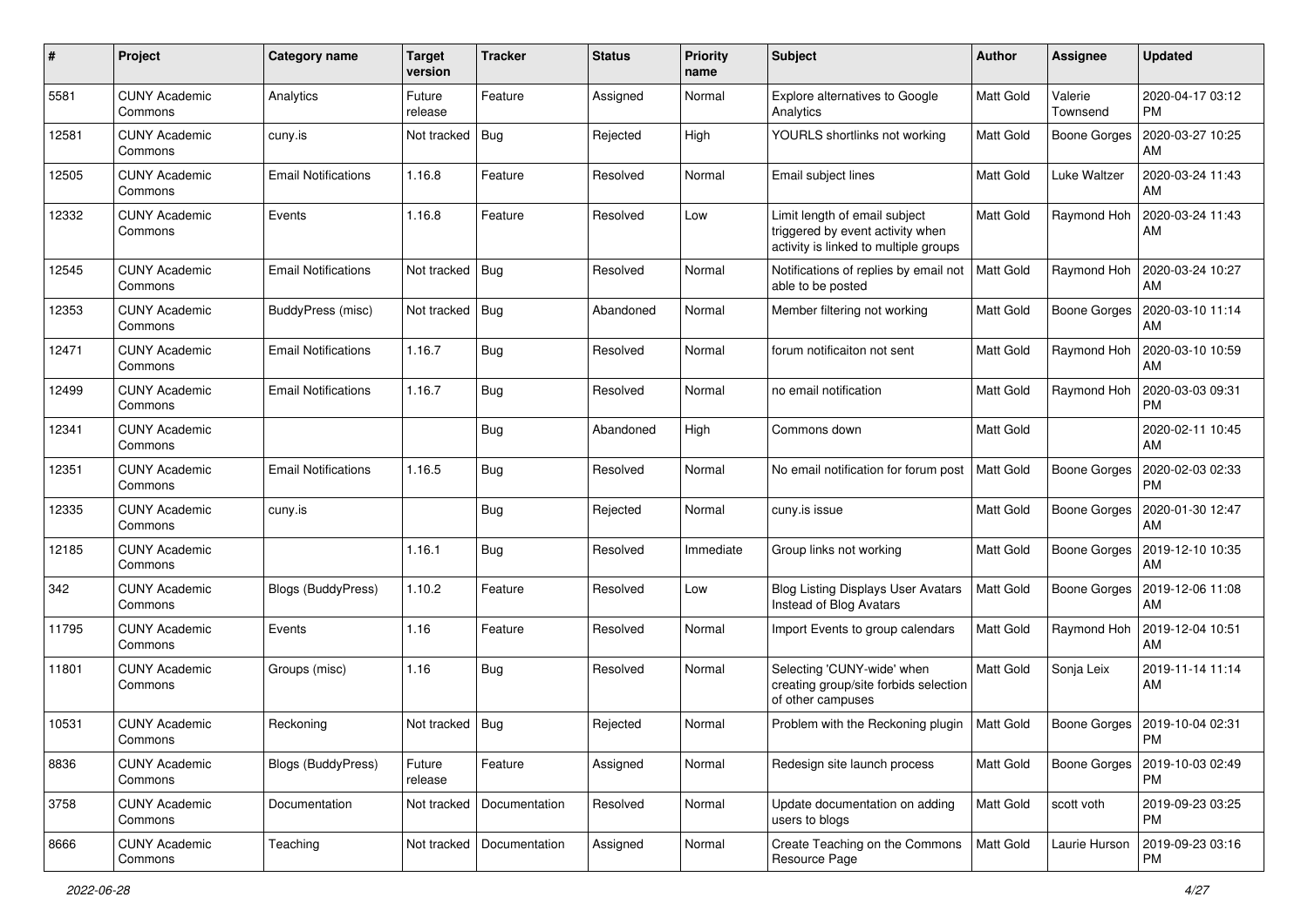| # | Project | Category name | Target version | Tracker | Status | Priority name | Subject | Author | Assignee | Updated |
|---|---|---|---|---|---|---|---|---|---|---|
| 5581 | CUNY Academic Commons | Analytics | Future release | Feature | Assigned | Normal | Explore alternatives to Google Analytics | Matt Gold | Valerie Townsend | 2020-04-17 03:12 PM |
| 12581 | CUNY Academic Commons | cuny.is | Not tracked | Bug | Rejected | High | YOURLS shortlinks not working | Matt Gold | Boone Gorges | 2020-03-27 10:25 AM |
| 12505 | CUNY Academic Commons | Email Notifications | 1.16.8 | Feature | Resolved | Normal | Email subject lines | Matt Gold | Luke Waltzer | 2020-03-24 11:43 AM |
| 12332 | CUNY Academic Commons | Events | 1.16.8 | Feature | Resolved | Low | Limit length of email subject triggered by event activity when activity is linked to multiple groups | Matt Gold | Raymond Hoh | 2020-03-24 11:43 AM |
| 12545 | CUNY Academic Commons | Email Notifications | Not tracked | Bug | Resolved | Normal | Notifications of replies by email not able to be posted | Matt Gold | Raymond Hoh | 2020-03-24 10:27 AM |
| 12353 | CUNY Academic Commons | BuddyPress (misc) | Not tracked | Bug | Abandoned | Normal | Member filtering not working | Matt Gold | Boone Gorges | 2020-03-10 11:14 AM |
| 12471 | CUNY Academic Commons | Email Notifications | 1.16.7 | Bug | Resolved | Normal | forum notificaiton not sent | Matt Gold | Raymond Hoh | 2020-03-10 10:59 AM |
| 12499 | CUNY Academic Commons | Email Notifications | 1.16.7 | Bug | Resolved | Normal | no email notification | Matt Gold | Raymond Hoh | 2020-03-03 09:31 PM |
| 12341 | CUNY Academic Commons | | | Bug | Abandoned | High | Commons down | Matt Gold | | 2020-02-11 10:45 AM |
| 12351 | CUNY Academic Commons | Email Notifications | 1.16.5 | Bug | Resolved | Normal | No email notification for forum post | Matt Gold | Boone Gorges | 2020-02-03 02:33 PM |
| 12335 | CUNY Academic Commons | cuny.is | | Bug | Rejected | Normal | cuny.is issue | Matt Gold | Boone Gorges | 2020-01-30 12:47 AM |
| 12185 | CUNY Academic Commons | | 1.16.1 | Bug | Resolved | Immediate | Group links not working | Matt Gold | Boone Gorges | 2019-12-10 10:35 AM |
| 342 | CUNY Academic Commons | Blogs (BuddyPress) | 1.10.2 | Feature | Resolved | Low | Blog Listing Displays User Avatars Instead of Blog Avatars | Matt Gold | Boone Gorges | 2019-12-06 11:08 AM |
| 11795 | CUNY Academic Commons | Events | 1.16 | Feature | Resolved | Normal | Import Events to group calendars | Matt Gold | Raymond Hoh | 2019-12-04 10:51 AM |
| 11801 | CUNY Academic Commons | Groups (misc) | 1.16 | Bug | Resolved | Normal | Selecting 'CUNY-wide' when creating group/site forbids selection of other campuses | Matt Gold | Sonja Leix | 2019-11-14 11:14 AM |
| 10531 | CUNY Academic Commons | Reckoning | Not tracked | Bug | Rejected | Normal | Problem with the Reckoning plugin | Matt Gold | Boone Gorges | 2019-10-04 02:31 PM |
| 8836 | CUNY Academic Commons | Blogs (BuddyPress) | Future release | Feature | Assigned | Normal | Redesign site launch process | Matt Gold | Boone Gorges | 2019-10-03 02:49 PM |
| 3758 | CUNY Academic Commons | Documentation | Not tracked | Documentation | Resolved | Normal | Update documentation on adding users to blogs | Matt Gold | scott voth | 2019-09-23 03:25 PM |
| 8666 | CUNY Academic Commons | Teaching | Not tracked | Documentation | Assigned | Normal | Create Teaching on the Commons Resource Page | Matt Gold | Laurie Hurson | 2019-09-23 03:16 PM |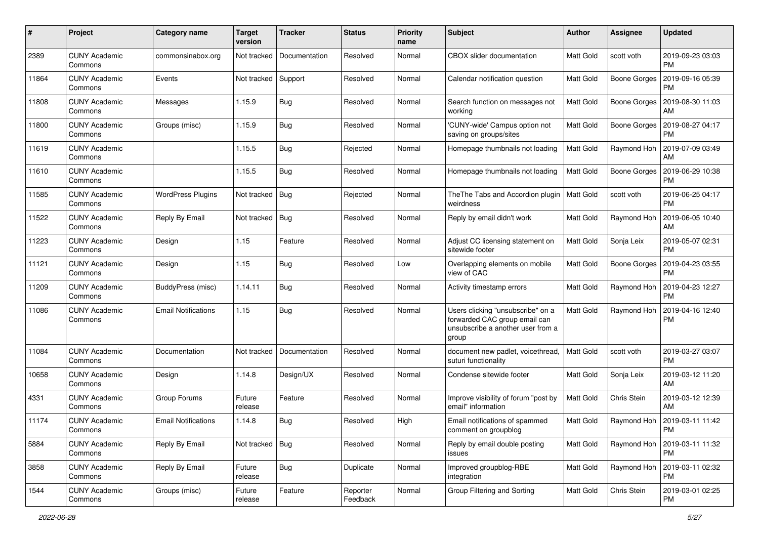| # | Project | Category name | Target version | Tracker | Status | Priority name | Subject | Author | Assignee | Updated |
|---|---|---|---|---|---|---|---|---|---|---|
| 2389 | CUNY Academic Commons | commonsinabox.org | Not tracked | Documentation | Resolved | Normal | CBOX slider documentation | Matt Gold | scott voth | 2019-09-23 03:03 PM |
| 11864 | CUNY Academic Commons | Events | Not tracked | Support | Resolved | Normal | Calendar notification question | Matt Gold | Boone Gorges | 2019-09-16 05:39 PM |
| 11808 | CUNY Academic Commons | Messages | 1.15.9 | Bug | Resolved | Normal | Search function on messages not working | Matt Gold | Boone Gorges | 2019-08-30 11:03 AM |
| 11800 | CUNY Academic Commons | Groups (misc) | 1.15.9 | Bug | Resolved | Normal | 'CUNY-wide' Campus option not saving on groups/sites | Matt Gold | Boone Gorges | 2019-08-27 04:17 PM |
| 11619 | CUNY Academic Commons | | 1.15.5 | Bug | Rejected | Normal | Homepage thumbnails not loading | Matt Gold | Raymond Hoh | 2019-07-09 03:49 AM |
| 11610 | CUNY Academic Commons | | 1.15.5 | Bug | Resolved | Normal | Homepage thumbnails not loading | Matt Gold | Boone Gorges | 2019-06-29 10:38 PM |
| 11585 | CUNY Academic Commons | WordPress Plugins | Not tracked | Bug | Rejected | Normal | TheThe Tabs and Accordion plugin weirdness | Matt Gold | scott voth | 2019-06-25 04:17 PM |
| 11522 | CUNY Academic Commons | Reply By Email | Not tracked | Bug | Resolved | Normal | Reply by email didn't work | Matt Gold | Raymond Hoh | 2019-06-05 10:40 AM |
| 11223 | CUNY Academic Commons | Design | 1.15 | Feature | Resolved | Normal | Adjust CC licensing statement on sitewide footer | Matt Gold | Sonja Leix | 2019-05-07 02:31 PM |
| 11121 | CUNY Academic Commons | Design | 1.15 | Bug | Resolved | Low | Overlapping elements on mobile view of CAC | Matt Gold | Boone Gorges | 2019-04-23 03:55 PM |
| 11209 | CUNY Academic Commons | BuddyPress (misc) | 1.14.11 | Bug | Resolved | Normal | Activity timestamp errors | Matt Gold | Raymond Hoh | 2019-04-23 12:27 PM |
| 11086 | CUNY Academic Commons | Email Notifications | 1.15 | Bug | Resolved | Normal | Users clicking "unsubscribe" on a forwarded CAC group email can unsubscribe a another user from a group | Matt Gold | Raymond Hoh | 2019-04-16 12:40 PM |
| 11084 | CUNY Academic Commons | Documentation | Not tracked | Documentation | Resolved | Normal | document new padlet, voicethread, suturi functionality | Matt Gold | scott voth | 2019-03-27 03:07 PM |
| 10658 | CUNY Academic Commons | Design | 1.14.8 | Design/UX | Resolved | Normal | Condense sitewide footer | Matt Gold | Sonja Leix | 2019-03-12 11:20 AM |
| 4331 | CUNY Academic Commons | Group Forums | Future release | Feature | Resolved | Normal | Improve visibility of forum "post by email" information | Matt Gold | Chris Stein | 2019-03-12 12:39 AM |
| 11174 | CUNY Academic Commons | Email Notifications | 1.14.8 | Bug | Resolved | High | Email notifications of spammed comment on groupblog | Matt Gold | Raymond Hoh | 2019-03-11 11:42 PM |
| 5884 | CUNY Academic Commons | Reply By Email | Not tracked | Bug | Resolved | Normal | Reply by email double posting issues | Matt Gold | Raymond Hoh | 2019-03-11 11:32 PM |
| 3858 | CUNY Academic Commons | Reply By Email | Future release | Bug | Duplicate | Normal | Improved groupblog-RBE integration | Matt Gold | Raymond Hoh | 2019-03-11 02:32 PM |
| 1544 | CUNY Academic Commons | Groups (misc) | Future release | Feature | Reporter Feedback | Normal | Group Filtering and Sorting | Matt Gold | Chris Stein | 2019-03-01 02:25 PM |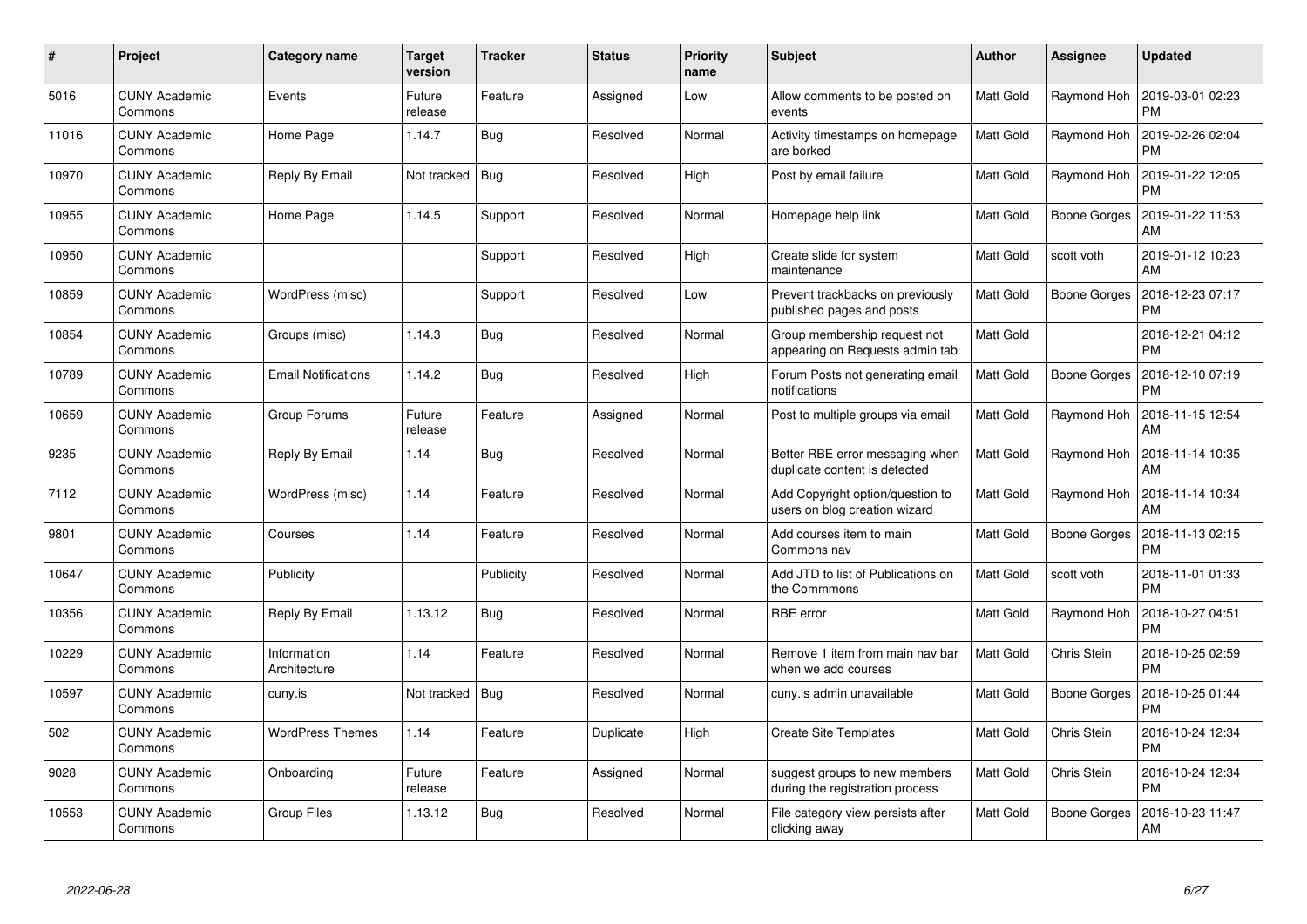| # | Project | Category name | Target version | Tracker | Status | Priority name | Subject | Author | Assignee | Updated |
|---|---|---|---|---|---|---|---|---|---|---|
| 5016 | CUNY Academic Commons | Events | Future release | Feature | Assigned | Low | Allow comments to be posted on events | Matt Gold | Raymond Hoh | 2019-03-01 02:23 PM |
| 11016 | CUNY Academic Commons | Home Page | 1.14.7 | Bug | Resolved | Normal | Activity timestamps on homepage are borked | Matt Gold | Raymond Hoh | 2019-02-26 02:04 PM |
| 10970 | CUNY Academic Commons | Reply By Email | Not tracked | Bug | Resolved | High | Post by email failure | Matt Gold | Raymond Hoh | 2019-01-22 12:05 PM |
| 10955 | CUNY Academic Commons | Home Page | 1.14.5 | Support | Resolved | Normal | Homepage help link | Matt Gold | Boone Gorges | 2019-01-22 11:53 AM |
| 10950 | CUNY Academic Commons | | | Support | Resolved | High | Create slide for system maintenance | Matt Gold | scott voth | 2019-01-12 10:23 AM |
| 10859 | CUNY Academic Commons | WordPress (misc) | | Support | Resolved | Low | Prevent trackbacks on previously published pages and posts | Matt Gold | Boone Gorges | 2018-12-23 07:17 PM |
| 10854 | CUNY Academic Commons | Groups (misc) | 1.14.3 | Bug | Resolved | Normal | Group membership request not appearing on Requests admin tab | Matt Gold | | 2018-12-21 04:12 PM |
| 10789 | CUNY Academic Commons | Email Notifications | 1.14.2 | Bug | Resolved | High | Forum Posts not generating email notifications | Matt Gold | Boone Gorges | 2018-12-10 07:19 PM |
| 10659 | CUNY Academic Commons | Group Forums | Future release | Feature | Assigned | Normal | Post to multiple groups via email | Matt Gold | Raymond Hoh | 2018-11-15 12:54 AM |
| 9235 | CUNY Academic Commons | Reply By Email | 1.14 | Bug | Resolved | Normal | Better RBE error messaging when duplicate content is detected | Matt Gold | Raymond Hoh | 2018-11-14 10:35 AM |
| 7112 | CUNY Academic Commons | WordPress (misc) | 1.14 | Feature | Resolved | Normal | Add Copyright option/question to users on blog creation wizard | Matt Gold | Raymond Hoh | 2018-11-14 10:34 AM |
| 9801 | CUNY Academic Commons | Courses | 1.14 | Feature | Resolved | Normal | Add courses item to main Commons nav | Matt Gold | Boone Gorges | 2018-11-13 02:15 PM |
| 10647 | CUNY Academic Commons | Publicity | | Publicity | Resolved | Normal | Add JTD to list of Publications on the Commmons | Matt Gold | scott voth | 2018-11-01 01:33 PM |
| 10356 | CUNY Academic Commons | Reply By Email | 1.13.12 | Bug | Resolved | Normal | RBE error | Matt Gold | Raymond Hoh | 2018-10-27 04:51 PM |
| 10229 | CUNY Academic Commons | Information Architecture | 1.14 | Feature | Resolved | Normal | Remove 1 item from main nav bar when we add courses | Matt Gold | Chris Stein | 2018-10-25 02:59 PM |
| 10597 | CUNY Academic Commons | cuny.is | Not tracked | Bug | Resolved | Normal | cuny.is admin unavailable | Matt Gold | Boone Gorges | 2018-10-25 01:44 PM |
| 502 | CUNY Academic Commons | WordPress Themes | 1.14 | Feature | Duplicate | High | Create Site Templates | Matt Gold | Chris Stein | 2018-10-24 12:34 PM |
| 9028 | CUNY Academic Commons | Onboarding | Future release | Feature | Assigned | Normal | suggest groups to new members during the registration process | Matt Gold | Chris Stein | 2018-10-24 12:34 PM |
| 10553 | CUNY Academic Commons | Group Files | 1.13.12 | Bug | Resolved | Normal | File category view persists after clicking away | Matt Gold | Boone Gorges | 2018-10-23 11:47 AM |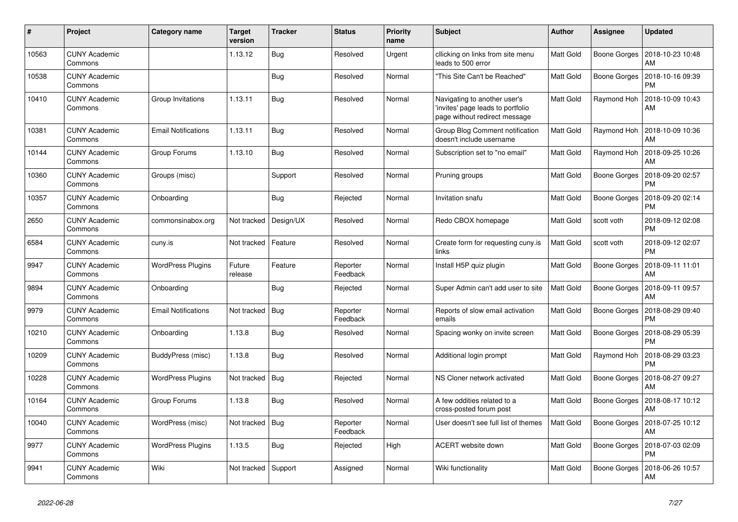| # | Project | Category name | Target version | Tracker | Status | Priority name | Subject | Author | Assignee | Updated |
|---|---|---|---|---|---|---|---|---|---|---|
| 10563 | CUNY Academic Commons | | 1.13.12 | Bug | Resolved | Urgent | cllicking on links from site menu leads to 500 error | Matt Gold | Boone Gorges | 2018-10-23 10:48 AM |
| 10538 | CUNY Academic Commons | | | Bug | Resolved | Normal | "This Site Can't be Reached" | Matt Gold | Boone Gorges | 2018-10-16 09:39 PM |
| 10410 | CUNY Academic Commons | Group Invitations | 1.13.11 | Bug | Resolved | Normal | Navigating to another user's 'invites' page leads to portfolio page without redirect message | Matt Gold | Raymond Hoh | 2018-10-09 10:43 AM |
| 10381 | CUNY Academic Commons | Email Notifications | 1.13.11 | Bug | Resolved | Normal | Group Blog Comment notification doesn't include username | Matt Gold | Raymond Hoh | 2018-10-09 10:36 AM |
| 10144 | CUNY Academic Commons | Group Forums | 1.13.10 | Bug | Resolved | Normal | Subscription set to "no email" | Matt Gold | Raymond Hoh | 2018-09-25 10:26 AM |
| 10360 | CUNY Academic Commons | Groups (misc) | | Support | Resolved | Normal | Pruning groups | Matt Gold | Boone Gorges | 2018-09-20 02:57 PM |
| 10357 | CUNY Academic Commons | Onboarding | | Bug | Rejected | Normal | Invitation snafu | Matt Gold | Boone Gorges | 2018-09-20 02:14 PM |
| 2650 | CUNY Academic Commons | commonsinabox.org | Not tracked | Design/UX | Resolved | Normal | Redo CBOX homepage | Matt Gold | scott voth | 2018-09-12 02:08 PM |
| 6584 | CUNY Academic Commons | cuny.is | Not tracked | Feature | Resolved | Normal | Create form for requesting cuny.is links | Matt Gold | scott voth | 2018-09-12 02:07 PM |
| 9947 | CUNY Academic Commons | WordPress Plugins | Future release | Feature | Reporter Feedback | Normal | Install H5P quiz plugin | Matt Gold | Boone Gorges | 2018-09-11 11:01 AM |
| 9894 | CUNY Academic Commons | Onboarding | | Bug | Rejected | Normal | Super Admin can't add user to site | Matt Gold | Boone Gorges | 2018-09-11 09:57 AM |
| 9979 | CUNY Academic Commons | Email Notifications | Not tracked | Bug | Reporter Feedback | Normal | Reports of slow email activation emails | Matt Gold | Boone Gorges | 2018-08-29 09:40 PM |
| 10210 | CUNY Academic Commons | Onboarding | 1.13.8 | Bug | Resolved | Normal | Spacing wonky on invite screen | Matt Gold | Boone Gorges | 2018-08-29 05:39 PM |
| 10209 | CUNY Academic Commons | BuddyPress (misc) | 1.13.8 | Bug | Resolved | Normal | Additional login prompt | Matt Gold | Raymond Hoh | 2018-08-29 03:23 PM |
| 10228 | CUNY Academic Commons | WordPress Plugins | Not tracked | Bug | Rejected | Normal | NS Cloner network activated | Matt Gold | Boone Gorges | 2018-08-27 09:27 AM |
| 10164 | CUNY Academic Commons | Group Forums | 1.13.8 | Bug | Resolved | Normal | A few oddities related to a cross-posted forum post | Matt Gold | Boone Gorges | 2018-08-17 10:12 AM |
| 10040 | CUNY Academic Commons | WordPress (misc) | Not tracked | Bug | Reporter Feedback | Normal | User doesn't see full list of themes | Matt Gold | Boone Gorges | 2018-07-25 10:12 AM |
| 9977 | CUNY Academic Commons | WordPress Plugins | 1.13.5 | Bug | Rejected | High | ACERT website down | Matt Gold | Boone Gorges | 2018-07-03 02:09 PM |
| 9941 | CUNY Academic Commons | Wiki | Not tracked | Support | Assigned | Normal | Wiki functionality | Matt Gold | Boone Gorges | 2018-06-26 10:57 AM |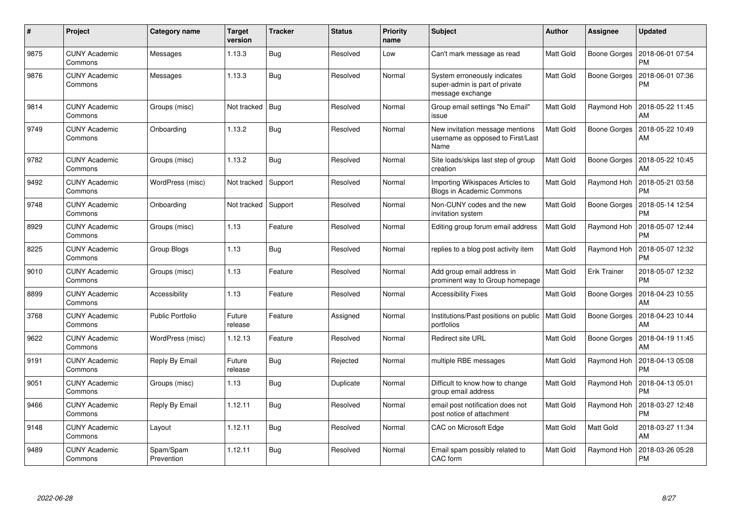| # | Project | Category name | Target version | Tracker | Status | Priority name | Subject | Author | Assignee | Updated |
|---|---|---|---|---|---|---|---|---|---|---|
| 9875 | CUNY Academic Commons | Messages | 1.13.3 | Bug | Resolved | Low | Can't mark message as read | Matt Gold | Boone Gorges | 2018-06-01 07:54 PM |
| 9876 | CUNY Academic Commons | Messages | 1.13.3 | Bug | Resolved | Normal | System erroneously indicates super-admin is part of private message exchange | Matt Gold | Boone Gorges | 2018-06-01 07:36 PM |
| 9814 | CUNY Academic Commons | Groups (misc) | Not tracked | Bug | Resolved | Normal | Group email settings "No Email" issue | Matt Gold | Raymond Hoh | 2018-05-22 11:45 AM |
| 9749 | CUNY Academic Commons | Onboarding | 1.13.2 | Bug | Resolved | Normal | New invitation message mentions username as opposed to First/Last Name | Matt Gold | Boone Gorges | 2018-05-22 10:49 AM |
| 9782 | CUNY Academic Commons | Groups (misc) | 1.13.2 | Bug | Resolved | Normal | Site loads/skips last step of group creation | Matt Gold | Boone Gorges | 2018-05-22 10:45 AM |
| 9492 | CUNY Academic Commons | WordPress (misc) | Not tracked | Support | Resolved | Normal | Importing Wikispaces Articles to Blogs in Academic Commons | Matt Gold | Raymond Hoh | 2018-05-21 03:58 PM |
| 9748 | CUNY Academic Commons | Onboarding | Not tracked | Support | Resolved | Normal | Non-CUNY codes and the new invitation system | Matt Gold | Boone Gorges | 2018-05-14 12:54 PM |
| 8929 | CUNY Academic Commons | Groups (misc) | 1.13 | Feature | Resolved | Normal | Editing group forum email address | Matt Gold | Raymond Hoh | 2018-05-07 12:44 PM |
| 8225 | CUNY Academic Commons | Group Blogs | 1.13 | Bug | Resolved | Normal | replies to a blog post activity item | Matt Gold | Raymond Hoh | 2018-05-07 12:32 PM |
| 9010 | CUNY Academic Commons | Groups (misc) | 1.13 | Feature | Resolved | Normal | Add group email address in prominent way to Group homepage | Matt Gold | Erik Trainer | 2018-05-07 12:32 PM |
| 8899 | CUNY Academic Commons | Accessibility | 1.13 | Feature | Resolved | Normal | Accessibility Fixes | Matt Gold | Boone Gorges | 2018-04-23 10:55 AM |
| 3768 | CUNY Academic Commons | Public Portfolio | Future release | Feature | Assigned | Normal | Institutions/Past positions on public portfolios | Matt Gold | Boone Gorges | 2018-04-23 10:44 AM |
| 9622 | CUNY Academic Commons | WordPress (misc) | 1.12.13 | Feature | Resolved | Normal | Redirect site URL | Matt Gold | Boone Gorges | 2018-04-19 11:45 AM |
| 9191 | CUNY Academic Commons | Reply By Email | Future release | Bug | Rejected | Normal | multiple RBE messages | Matt Gold | Raymond Hoh | 2018-04-13 05:08 PM |
| 9051 | CUNY Academic Commons | Groups (misc) | 1.13 | Bug | Duplicate | Normal | Difficult to know how to change group email address | Matt Gold | Raymond Hoh | 2018-04-13 05:01 PM |
| 9466 | CUNY Academic Commons | Reply By Email | 1.12.11 | Bug | Resolved | Normal | email post notification does not post notice of attachment | Matt Gold | Raymond Hoh | 2018-03-27 12:48 PM |
| 9148 | CUNY Academic Commons | Layout | 1.12.11 | Bug | Resolved | Normal | CAC on Microsoft Edge | Matt Gold | Matt Gold | 2018-03-27 11:34 AM |
| 9489 | CUNY Academic Commons | Spam/Spam Prevention | 1.12.11 | Bug | Resolved | Normal | Email spam possibly related to CAC form | Matt Gold | Raymond Hoh | 2018-03-26 05:28 PM |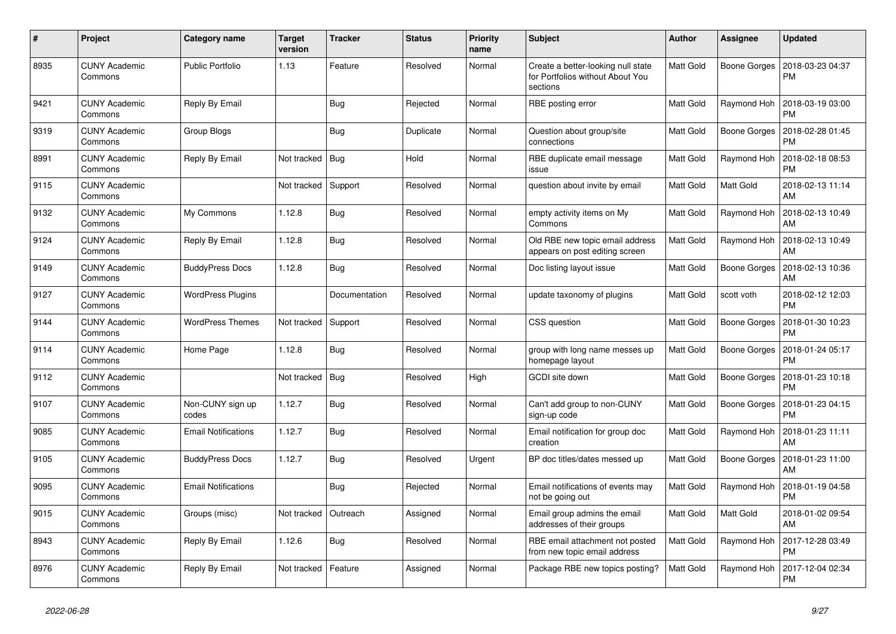| # | Project | Category name | Target version | Tracker | Status | Priority name | Subject | Author | Assignee | Updated |
|---|---|---|---|---|---|---|---|---|---|---|
| 8935 | CUNY Academic Commons | Public Portfolio | 1.13 | Feature | Resolved | Normal | Create a better-looking null state for Portfolios without About You sections | Matt Gold | Boone Gorges | 2018-03-23 04:37 PM |
| 9421 | CUNY Academic Commons | Reply By Email | | Bug | Rejected | Normal | RBE posting error | Matt Gold | Raymond Hoh | 2018-03-19 03:00 PM |
| 9319 | CUNY Academic Commons | Group Blogs | | Bug | Duplicate | Normal | Question about group/site connections | Matt Gold | Boone Gorges | 2018-02-28 01:45 PM |
| 8991 | CUNY Academic Commons | Reply By Email | Not tracked | Bug | Hold | Normal | RBE duplicate email message issue | Matt Gold | Raymond Hoh | 2018-02-18 08:53 PM |
| 9115 | CUNY Academic Commons | | Not tracked | Support | Resolved | Normal | question about invite by email | Matt Gold | Matt Gold | 2018-02-13 11:14 AM |
| 9132 | CUNY Academic Commons | My Commons | 1.12.8 | Bug | Resolved | Normal | empty activity items on My Commons | Matt Gold | Raymond Hoh | 2018-02-13 10:49 AM |
| 9124 | CUNY Academic Commons | Reply By Email | 1.12.8 | Bug | Resolved | Normal | Old RBE new topic email address appears on post editing screen | Matt Gold | Raymond Hoh | 2018-02-13 10:49 AM |
| 9149 | CUNY Academic Commons | BuddyPress Docs | 1.12.8 | Bug | Resolved | Normal | Doc listing layout issue | Matt Gold | Boone Gorges | 2018-02-13 10:36 AM |
| 9127 | CUNY Academic Commons | WordPress Plugins | | Documentation | Resolved | Normal | update taxonomy of plugins | Matt Gold | scott voth | 2018-02-12 12:03 PM |
| 9144 | CUNY Academic Commons | WordPress Themes | Not tracked | Support | Resolved | Normal | CSS question | Matt Gold | Boone Gorges | 2018-01-30 10:23 PM |
| 9114 | CUNY Academic Commons | Home Page | 1.12.8 | Bug | Resolved | Normal | group with long name messes up homepage layout | Matt Gold | Boone Gorges | 2018-01-24 05:17 PM |
| 9112 | CUNY Academic Commons | | Not tracked | Bug | Resolved | High | GCDI site down | Matt Gold | Boone Gorges | 2018-01-23 10:18 PM |
| 9107 | CUNY Academic Commons | Non-CUNY sign up codes | 1.12.7 | Bug | Resolved | Normal | Can't add group to non-CUNY sign-up code | Matt Gold | Boone Gorges | 2018-01-23 04:15 PM |
| 9085 | CUNY Academic Commons | Email Notifications | 1.12.7 | Bug | Resolved | Normal | Email notification for group doc creation | Matt Gold | Raymond Hoh | 2018-01-23 11:11 AM |
| 9105 | CUNY Academic Commons | BuddyPress Docs | 1.12.7 | Bug | Resolved | Urgent | BP doc titles/dates messed up | Matt Gold | Boone Gorges | 2018-01-23 11:00 AM |
| 9095 | CUNY Academic Commons | Email Notifications | | Bug | Rejected | Normal | Email notifications of events may not be going out | Matt Gold | Raymond Hoh | 2018-01-19 04:58 PM |
| 9015 | CUNY Academic Commons | Groups (misc) | Not tracked | Outreach | Assigned | Normal | Email group admins the email addresses of their groups | Matt Gold | Matt Gold | 2018-01-02 09:54 AM |
| 8943 | CUNY Academic Commons | Reply By Email | 1.12.6 | Bug | Resolved | Normal | RBE email attachment not posted from new topic email address | Matt Gold | Raymond Hoh | 2017-12-28 03:49 PM |
| 8976 | CUNY Academic Commons | Reply By Email | Not tracked | Feature | Assigned | Normal | Package RBE new topics posting? | Matt Gold | Raymond Hoh | 2017-12-04 02:34 PM |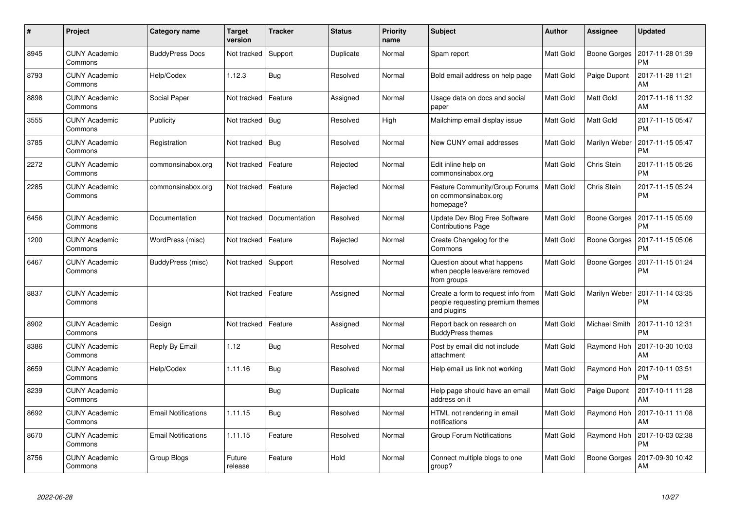| # | Project | Category name | Target version | Tracker | Status | Priority name | Subject | Author | Assignee | Updated |
|---|---|---|---|---|---|---|---|---|---|---|
| 8945 | CUNY Academic Commons | BuddyPress Docs | Not tracked | Support | Duplicate | Normal | Spam report | Matt Gold | Boone Gorges | 2017-11-28 01:39 PM |
| 8793 | CUNY Academic Commons | Help/Codex | 1.12.3 | Bug | Resolved | Normal | Bold email address on help page | Matt Gold | Paige Dupont | 2017-11-28 11:21 AM |
| 8898 | CUNY Academic Commons | Social Paper | Not tracked | Feature | Assigned | Normal | Usage data on docs and social paper | Matt Gold | Matt Gold | 2017-11-16 11:32 AM |
| 3555 | CUNY Academic Commons | Publicity | Not tracked | Bug | Resolved | High | Mailchimp email display issue | Matt Gold | Matt Gold | 2017-11-15 05:47 PM |
| 3785 | CUNY Academic Commons | Registration | Not tracked | Bug | Resolved | Normal | New CUNY email addresses | Matt Gold | Marilyn Weber | 2017-11-15 05:47 PM |
| 2272 | CUNY Academic Commons | commonsinabox.org | Not tracked | Feature | Rejected | Normal | Edit inline help on commonsinabox.org | Matt Gold | Chris Stein | 2017-11-15 05:26 PM |
| 2285 | CUNY Academic Commons | commonsinabox.org | Not tracked | Feature | Rejected | Normal | Feature Community/Group Forums on commonsinabox.org homepage? | Matt Gold | Chris Stein | 2017-11-15 05:24 PM |
| 6456 | CUNY Academic Commons | Documentation | Not tracked | Documentation | Resolved | Normal | Update Dev Blog Free Software Contributions Page | Matt Gold | Boone Gorges | 2017-11-15 05:09 PM |
| 1200 | CUNY Academic Commons | WordPress (misc) | Not tracked | Feature | Rejected | Normal | Create Changelog for the Commons | Matt Gold | Boone Gorges | 2017-11-15 05:06 PM |
| 6467 | CUNY Academic Commons | BuddyPress (misc) | Not tracked | Support | Resolved | Normal | Question about what happens when people leave/are removed from groups | Matt Gold | Boone Gorges | 2017-11-15 01:24 PM |
| 8837 | CUNY Academic Commons | | Not tracked | Feature | Assigned | Normal | Create a form to request info from people requesting premium themes and plugins | Matt Gold | Marilyn Weber | 2017-11-14 03:35 PM |
| 8902 | CUNY Academic Commons | Design | Not tracked | Feature | Assigned | Normal | Report back on research on BuddyPress themes | Matt Gold | Michael Smith | 2017-11-10 12:31 PM |
| 8386 | CUNY Academic Commons | Reply By Email | 1.12 | Bug | Resolved | Normal | Post by email did not include attachment | Matt Gold | Raymond Hoh | 2017-10-30 10:03 AM |
| 8659 | CUNY Academic Commons | Help/Codex | 1.11.16 | Bug | Resolved | Normal | Help email us link not working | Matt Gold | Raymond Hoh | 2017-10-11 03:51 PM |
| 8239 | CUNY Academic Commons | | | Bug | Duplicate | Normal | Help page should have an email address on it | Matt Gold | Paige Dupont | 2017-10-11 11:28 AM |
| 8692 | CUNY Academic Commons | Email Notifications | 1.11.15 | Bug | Resolved | Normal | HTML not rendering in email notifications | Matt Gold | Raymond Hoh | 2017-10-11 11:08 AM |
| 8670 | CUNY Academic Commons | Email Notifications | 1.11.15 | Feature | Resolved | Normal | Group Forum Notifications | Matt Gold | Raymond Hoh | 2017-10-03 02:38 PM |
| 8756 | CUNY Academic Commons | Group Blogs | Future release | Feature | Hold | Normal | Connect multiple blogs to one group? | Matt Gold | Boone Gorges | 2017-09-30 10:42 AM |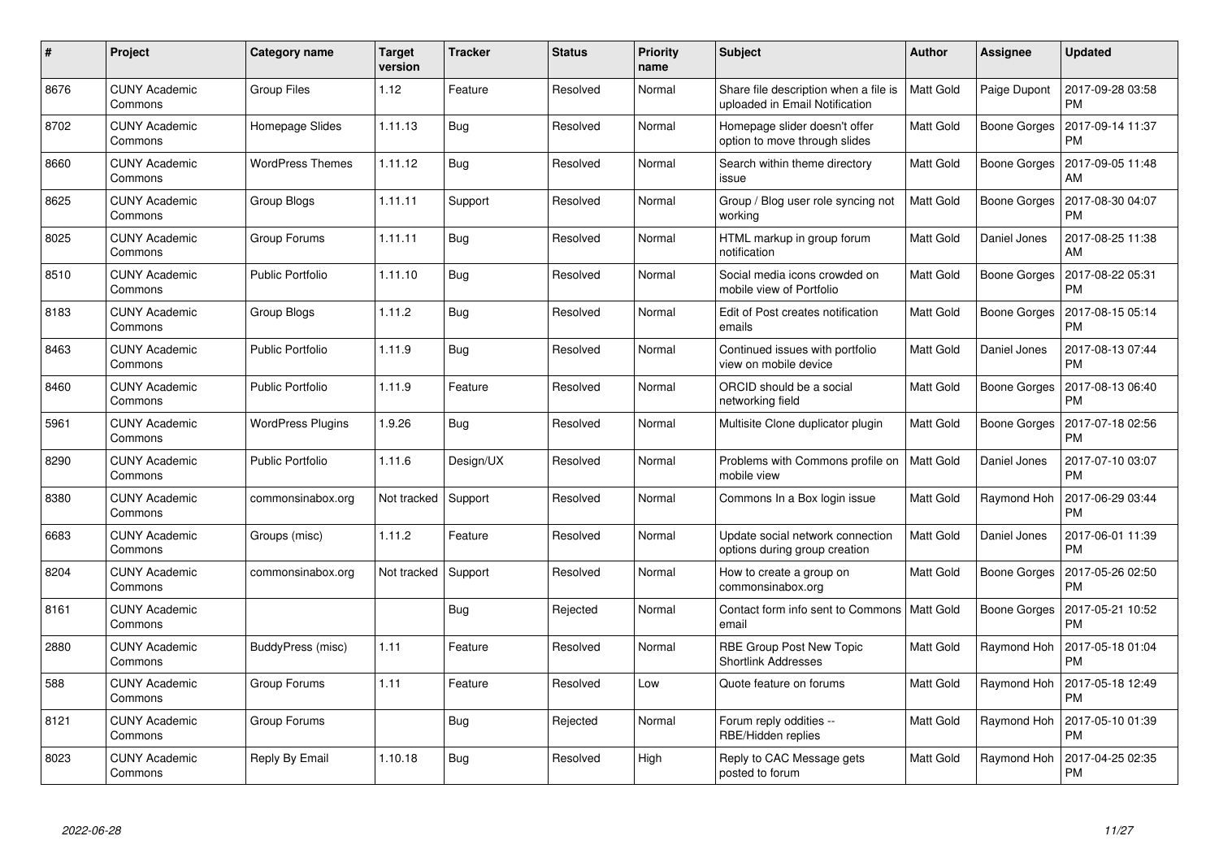| # | Project | Category name | Target version | Tracker | Status | Priority name | Subject | Author | Assignee | Updated |
|---|---|---|---|---|---|---|---|---|---|---|
| 8676 | CUNY Academic Commons | Group Files | 1.12 | Feature | Resolved | Normal | Share file description when a file is uploaded in Email Notification | Matt Gold | Paige Dupont | 2017-09-28 03:58 PM |
| 8702 | CUNY Academic Commons | Homepage Slides | 1.11.13 | Bug | Resolved | Normal | Homepage slider doesn't offer option to move through slides | Matt Gold | Boone Gorges | 2017-09-14 11:37 PM |
| 8660 | CUNY Academic Commons | WordPress Themes | 1.11.12 | Bug | Resolved | Normal | Search within theme directory issue | Matt Gold | Boone Gorges | 2017-09-05 11:48 AM |
| 8625 | CUNY Academic Commons | Group Blogs | 1.11.11 | Support | Resolved | Normal | Group / Blog user role syncing not working | Matt Gold | Boone Gorges | 2017-08-30 04:07 PM |
| 8025 | CUNY Academic Commons | Group Forums | 1.11.11 | Bug | Resolved | Normal | HTML markup in group forum notification | Matt Gold | Daniel Jones | 2017-08-25 11:38 AM |
| 8510 | CUNY Academic Commons | Public Portfolio | 1.11.10 | Bug | Resolved | Normal | Social media icons crowded on mobile view of Portfolio | Matt Gold | Boone Gorges | 2017-08-22 05:31 PM |
| 8183 | CUNY Academic Commons | Group Blogs | 1.11.2 | Bug | Resolved | Normal | Edit of Post creates notification emails | Matt Gold | Boone Gorges | 2017-08-15 05:14 PM |
| 8463 | CUNY Academic Commons | Public Portfolio | 1.11.9 | Bug | Resolved | Normal | Continued issues with portfolio view on mobile device | Matt Gold | Daniel Jones | 2017-08-13 07:44 PM |
| 8460 | CUNY Academic Commons | Public Portfolio | 1.11.9 | Feature | Resolved | Normal | ORCID should be a social networking field | Matt Gold | Boone Gorges | 2017-08-13 06:40 PM |
| 5961 | CUNY Academic Commons | WordPress Plugins | 1.9.26 | Bug | Resolved | Normal | Multisite Clone duplicator plugin | Matt Gold | Boone Gorges | 2017-07-18 02:56 PM |
| 8290 | CUNY Academic Commons | Public Portfolio | 1.11.6 | Design/UX | Resolved | Normal | Problems with Commons profile on mobile view | Matt Gold | Daniel Jones | 2017-07-10 03:07 PM |
| 8380 | CUNY Academic Commons | commonsinabox.org | Not tracked | Support | Resolved | Normal | Commons In a Box login issue | Matt Gold | Raymond Hoh | 2017-06-29 03:44 PM |
| 6683 | CUNY Academic Commons | Groups (misc) | 1.11.2 | Feature | Resolved | Normal | Update social network connection options during group creation | Matt Gold | Daniel Jones | 2017-06-01 11:39 PM |
| 8204 | CUNY Academic Commons | commonsinabox.org | Not tracked | Support | Resolved | Normal | How to create a group on commonsinabox.org | Matt Gold | Boone Gorges | 2017-05-26 02:50 PM |
| 8161 | CUNY Academic Commons | | | Bug | Rejected | Normal | Contact form info sent to Commons email | Matt Gold | Boone Gorges | 2017-05-21 10:52 PM |
| 2880 | CUNY Academic Commons | BuddyPress (misc) | 1.11 | Feature | Resolved | Normal | RBE Group Post New Topic Shortlink Addresses | Matt Gold | Raymond Hoh | 2017-05-18 01:04 PM |
| 588 | CUNY Academic Commons | Group Forums | 1.11 | Feature | Resolved | Low | Quote feature on forums | Matt Gold | Raymond Hoh | 2017-05-18 12:49 PM |
| 8121 | CUNY Academic Commons | Group Forums | | Bug | Rejected | Normal | Forum reply oddities -- RBE/Hidden replies | Matt Gold | Raymond Hoh | 2017-05-10 01:39 PM |
| 8023 | CUNY Academic Commons | Reply By Email | 1.10.18 | Bug | Resolved | High | Reply to CAC Message gets posted to forum | Matt Gold | Raymond Hoh | 2017-04-25 02:35 PM |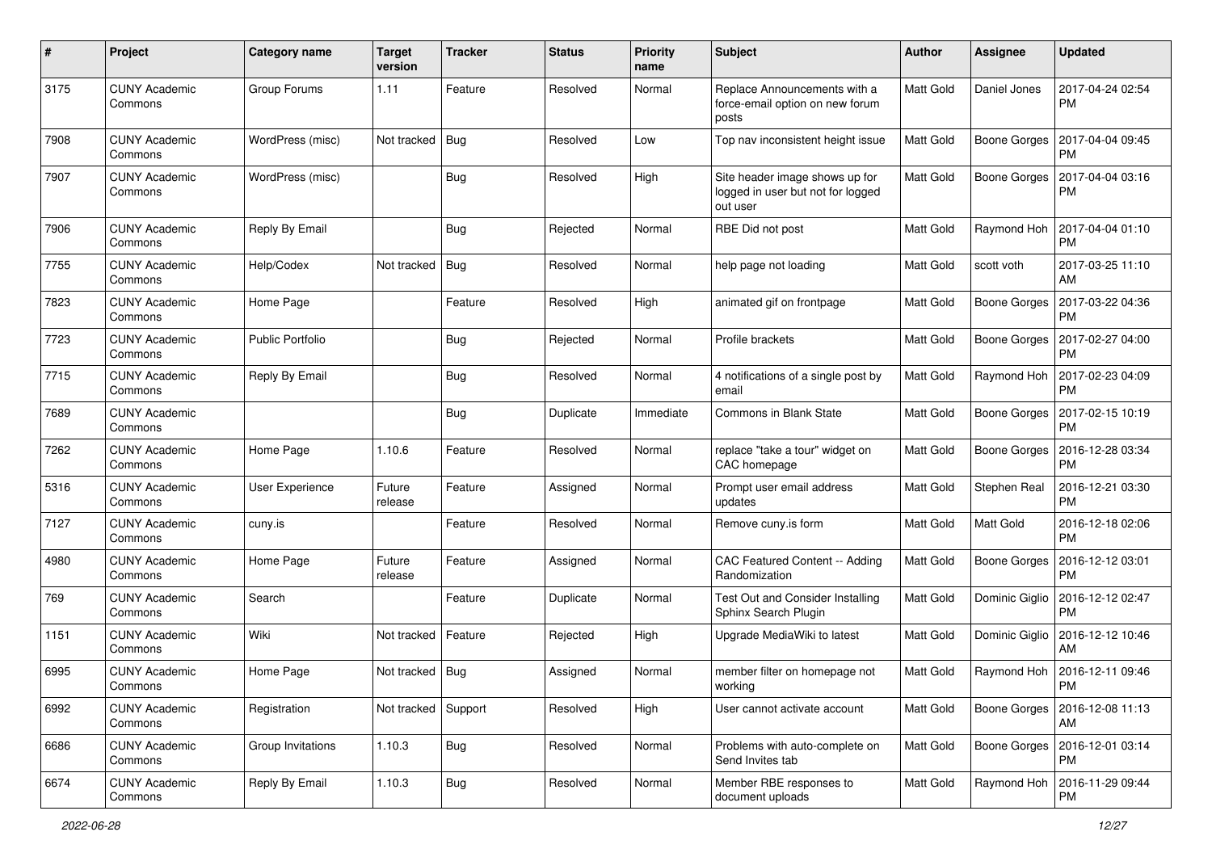| # | Project | Category name | Target version | Tracker | Status | Priority name | Subject | Author | Assignee | Updated |
|---|---|---|---|---|---|---|---|---|---|---|
| 3175 | CUNY Academic Commons | Group Forums | 1.11 | Feature | Resolved | Normal | Replace Announcements with a force-email option on new forum posts | Matt Gold | Daniel Jones | 2017-04-24 02:54 PM |
| 7908 | CUNY Academic Commons | WordPress (misc) | Not tracked | Bug | Resolved | Low | Top nav inconsistent height issue | Matt Gold | Boone Gorges | 2017-04-04 09:45 PM |
| 7907 | CUNY Academic Commons | WordPress (misc) | | Bug | Resolved | High | Site header image shows up for logged in user but not for logged out user | Matt Gold | Boone Gorges | 2017-04-04 03:16 PM |
| 7906 | CUNY Academic Commons | Reply By Email | | Bug | Rejected | Normal | RBE Did not post | Matt Gold | Raymond Hoh | 2017-04-04 01:10 PM |
| 7755 | CUNY Academic Commons | Help/Codex | Not tracked | Bug | Resolved | Normal | help page not loading | Matt Gold | scott voth | 2017-03-25 11:10 AM |
| 7823 | CUNY Academic Commons | Home Page | | Feature | Resolved | High | animated gif on frontpage | Matt Gold | Boone Gorges | 2017-03-22 04:36 PM |
| 7723 | CUNY Academic Commons | Public Portfolio | | Bug | Rejected | Normal | Profile brackets | Matt Gold | Boone Gorges | 2017-02-27 04:00 PM |
| 7715 | CUNY Academic Commons | Reply By Email | | Bug | Resolved | Normal | 4 notifications of a single post by email | Matt Gold | Raymond Hoh | 2017-02-23 04:09 PM |
| 7689 | CUNY Academic Commons | | | Bug | Duplicate | Immediate | Commons in Blank State | Matt Gold | Boone Gorges | 2017-02-15 10:19 PM |
| 7262 | CUNY Academic Commons | Home Page | 1.10.6 | Feature | Resolved | Normal | replace "take a tour" widget on CAC homepage | Matt Gold | Boone Gorges | 2016-12-28 03:34 PM |
| 5316 | CUNY Academic Commons | User Experience | Future release | Feature | Assigned | Normal | Prompt user email address updates | Matt Gold | Stephen Real | 2016-12-21 03:30 PM |
| 7127 | CUNY Academic Commons | cuny.is | | Feature | Resolved | Normal | Remove cuny.is form | Matt Gold | Matt Gold | 2016-12-18 02:06 PM |
| 4980 | CUNY Academic Commons | Home Page | Future release | Feature | Assigned | Normal | CAC Featured Content -- Adding Randomization | Matt Gold | Boone Gorges | 2016-12-12 03:01 PM |
| 769 | CUNY Academic Commons | Search | | Feature | Duplicate | Normal | Test Out and Consider Installing Sphinx Search Plugin | Matt Gold | Dominic Giglio | 2016-12-12 02:47 PM |
| 1151 | CUNY Academic Commons | Wiki | Not tracked | Feature | Rejected | High | Upgrade MediaWiki to latest | Matt Gold | Dominic Giglio | 2016-12-12 10:46 AM |
| 6995 | CUNY Academic Commons | Home Page | Not tracked | Bug | Assigned | Normal | member filter on homepage not working | Matt Gold | Raymond Hoh | 2016-12-11 09:46 PM |
| 6992 | CUNY Academic Commons | Registration | Not tracked | Support | Resolved | High | User cannot activate account | Matt Gold | Boone Gorges | 2016-12-08 11:13 AM |
| 6686 | CUNY Academic Commons | Group Invitations | 1.10.3 | Bug | Resolved | Normal | Problems with auto-complete on Send Invites tab | Matt Gold | Boone Gorges | 2016-12-01 03:14 PM |
| 6674 | CUNY Academic Commons | Reply By Email | 1.10.3 | Bug | Resolved | Normal | Member RBE responses to document uploads | Matt Gold | Raymond Hoh | 2016-11-29 09:44 PM |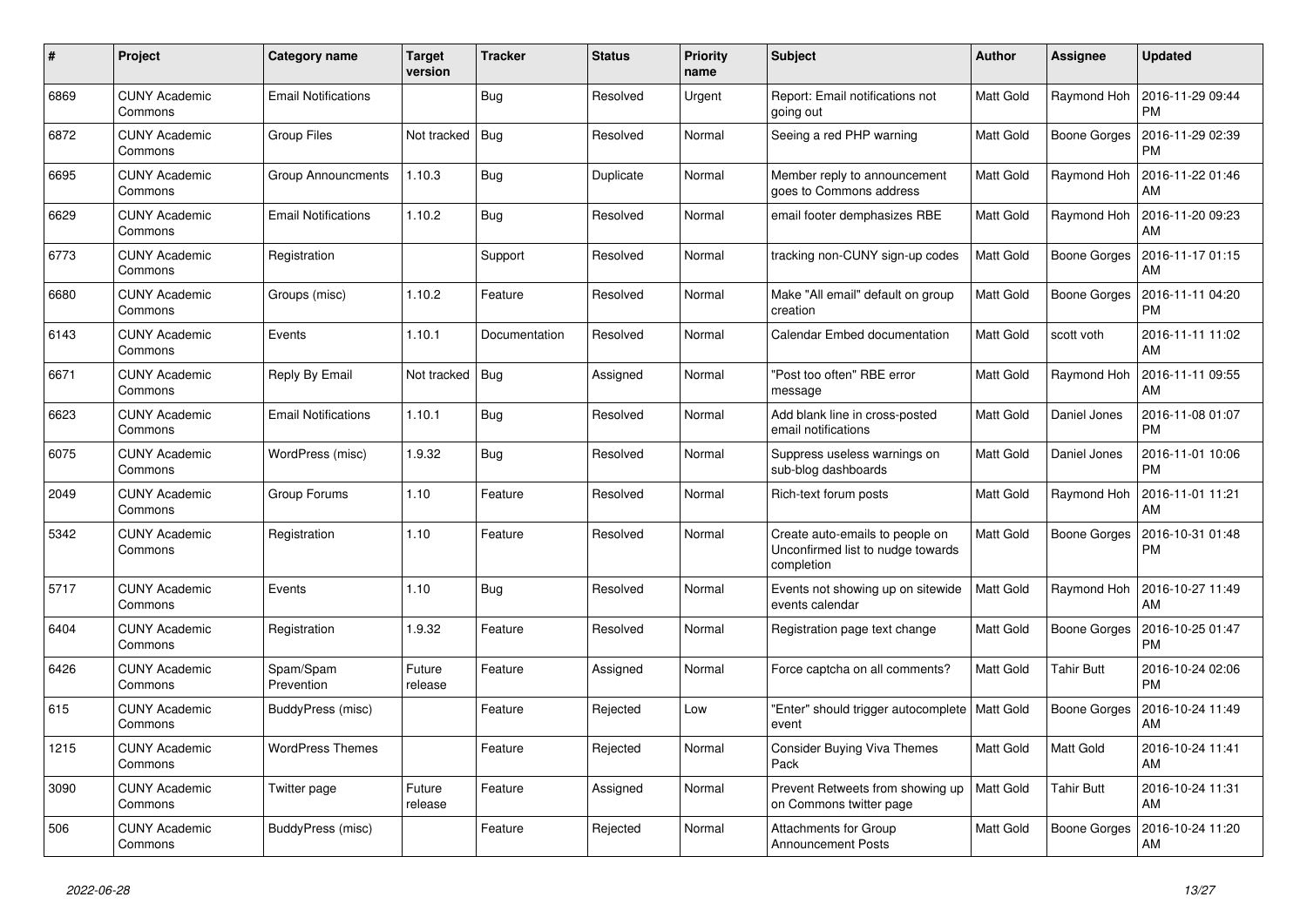| # | Project | Category name | Target version | Tracker | Status | Priority name | Subject | Author | Assignee | Updated |
|---|---|---|---|---|---|---|---|---|---|---|
| 6869 | CUNY Academic Commons | Email Notifications | | Bug | Resolved | Urgent | Report: Email notifications not going out | Matt Gold | Raymond Hoh | 2016-11-29 09:44 PM |
| 6872 | CUNY Academic Commons | Group Files | Not tracked | Bug | Resolved | Normal | Seeing a red PHP warning | Matt Gold | Boone Gorges | 2016-11-29 02:39 PM |
| 6695 | CUNY Academic Commons | Group Announcments | 1.10.3 | Bug | Duplicate | Normal | Member reply to announcement goes to Commons address | Matt Gold | Raymond Hoh | 2016-11-22 01:46 AM |
| 6629 | CUNY Academic Commons | Email Notifications | 1.10.2 | Bug | Resolved | Normal | email footer demphasizes RBE | Matt Gold | Raymond Hoh | 2016-11-20 09:23 AM |
| 6773 | CUNY Academic Commons | Registration | | Support | Resolved | Normal | tracking non-CUNY sign-up codes | Matt Gold | Boone Gorges | 2016-11-17 01:15 AM |
| 6680 | CUNY Academic Commons | Groups (misc) | 1.10.2 | Feature | Resolved | Normal | Make "All email" default on group creation | Matt Gold | Boone Gorges | 2016-11-11 04:20 PM |
| 6143 | CUNY Academic Commons | Events | 1.10.1 | Documentation | Resolved | Normal | Calendar Embed documentation | Matt Gold | scott voth | 2016-11-11 11:02 AM |
| 6671 | CUNY Academic Commons | Reply By Email | Not tracked | Bug | Assigned | Normal | "Post too often" RBE error message | Matt Gold | Raymond Hoh | 2016-11-11 09:55 AM |
| 6623 | CUNY Academic Commons | Email Notifications | 1.10.1 | Bug | Resolved | Normal | Add blank line in cross-posted email notifications | Matt Gold | Daniel Jones | 2016-11-08 01:07 PM |
| 6075 | CUNY Academic Commons | WordPress (misc) | 1.9.32 | Bug | Resolved | Normal | Suppress useless warnings on sub-blog dashboards | Matt Gold | Daniel Jones | 2016-11-01 10:06 PM |
| 2049 | CUNY Academic Commons | Group Forums | 1.10 | Feature | Resolved | Normal | Rich-text forum posts | Matt Gold | Raymond Hoh | 2016-11-01 11:21 AM |
| 5342 | CUNY Academic Commons | Registration | 1.10 | Feature | Resolved | Normal | Create auto-emails to people on Unconfirmed list to nudge towards completion | Matt Gold | Boone Gorges | 2016-10-31 01:48 PM |
| 5717 | CUNY Academic Commons | Events | 1.10 | Bug | Resolved | Normal | Events not showing up on sitewide events calendar | Matt Gold | Raymond Hoh | 2016-10-27 11:49 AM |
| 6404 | CUNY Academic Commons | Registration | 1.9.32 | Feature | Resolved | Normal | Registration page text change | Matt Gold | Boone Gorges | 2016-10-25 01:47 PM |
| 6426 | CUNY Academic Commons | Spam/Spam Prevention | Future release | Feature | Assigned | Normal | Force captcha on all comments? | Matt Gold | Tahir Butt | 2016-10-24 02:06 PM |
| 615 | CUNY Academic Commons | BuddyPress (misc) | | Feature | Rejected | Low | "Enter" should trigger autocomplete event | Matt Gold | Boone Gorges | 2016-10-24 11:49 AM |
| 1215 | CUNY Academic Commons | WordPress Themes | | Feature | Rejected | Normal | Consider Buying Viva Themes Pack | Matt Gold | Matt Gold | 2016-10-24 11:41 AM |
| 3090 | CUNY Academic Commons | Twitter page | Future release | Feature | Assigned | Normal | Prevent Retweets from showing up on Commons twitter page | Matt Gold | Tahir Butt | 2016-10-24 11:31 AM |
| 506 | CUNY Academic Commons | BuddyPress (misc) | | Feature | Rejected | Normal | Attachments for Group Announcement Posts | Matt Gold | Boone Gorges | 2016-10-24 11:20 AM |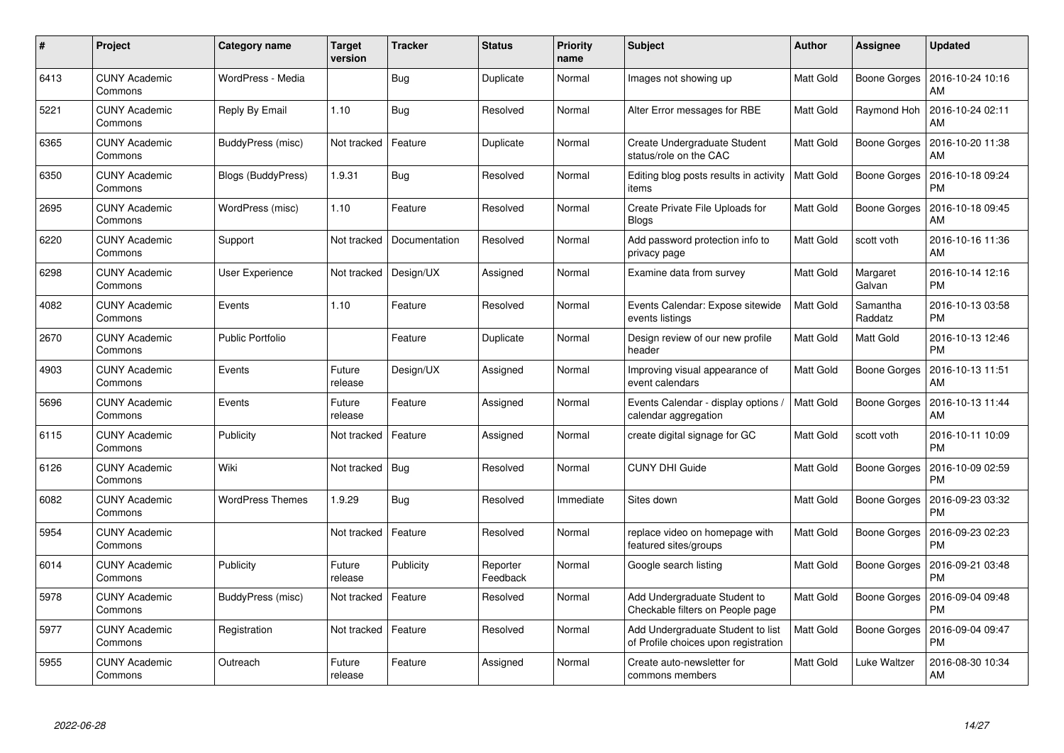| # | Project | Category name | Target version | Tracker | Status | Priority name | Subject | Author | Assignee | Updated |
|---|---|---|---|---|---|---|---|---|---|---|
| 6413 | CUNY Academic Commons | WordPress - Media | | Bug | Duplicate | Normal | Images not showing up | Matt Gold | Boone Gorges | 2016-10-24 10:16 AM |
| 5221 | CUNY Academic Commons | Reply By Email | 1.10 | Bug | Resolved | Normal | Alter Error messages for RBE | Matt Gold | Raymond Hoh | 2016-10-24 02:11 AM |
| 6365 | CUNY Academic Commons | BuddyPress (misc) | Not tracked | Feature | Duplicate | Normal | Create Undergraduate Student status/role on the CAC | Matt Gold | Boone Gorges | 2016-10-20 11:38 AM |
| 6350 | CUNY Academic Commons | Blogs (BuddyPress) | 1.9.31 | Bug | Resolved | Normal | Editing blog posts results in activity items | Matt Gold | Boone Gorges | 2016-10-18 09:24 PM |
| 2695 | CUNY Academic Commons | WordPress (misc) | 1.10 | Feature | Resolved | Normal | Create Private File Uploads for Blogs | Matt Gold | Boone Gorges | 2016-10-18 09:45 AM |
| 6220 | CUNY Academic Commons | Support | Not tracked | Documentation | Resolved | Normal | Add password protection info to privacy page | Matt Gold | scott voth | 2016-10-16 11:36 AM |
| 6298 | CUNY Academic Commons | User Experience | Not tracked | Design/UX | Assigned | Normal | Examine data from survey | Matt Gold | Margaret Galvan | 2016-10-14 12:16 PM |
| 4082 | CUNY Academic Commons | Events | 1.10 | Feature | Resolved | Normal | Events Calendar: Expose sitewide events listings | Matt Gold | Samantha Raddatz | 2016-10-13 03:58 PM |
| 2670 | CUNY Academic Commons | Public Portfolio | | Feature | Duplicate | Normal | Design review of our new profile header | Matt Gold | Matt Gold | 2016-10-13 12:46 PM |
| 4903 | CUNY Academic Commons | Events | Future release | Design/UX | Assigned | Normal | Improving visual appearance of event calendars | Matt Gold | Boone Gorges | 2016-10-13 11:51 AM |
| 5696 | CUNY Academic Commons | Events | Future release | Feature | Assigned | Normal | Events Calendar - display options / calendar aggregation | Matt Gold | Boone Gorges | 2016-10-13 11:44 AM |
| 6115 | CUNY Academic Commons | Publicity | Not tracked | Feature | Assigned | Normal | create digital signage for GC | Matt Gold | scott voth | 2016-10-11 10:09 PM |
| 6126 | CUNY Academic Commons | Wiki | Not tracked | Bug | Resolved | Normal | CUNY DHI Guide | Matt Gold | Boone Gorges | 2016-10-09 02:59 PM |
| 6082 | CUNY Academic Commons | WordPress Themes | 1.9.29 | Bug | Resolved | Immediate | Sites down | Matt Gold | Boone Gorges | 2016-09-23 03:32 PM |
| 5954 | CUNY Academic Commons | | Not tracked | Feature | Resolved | Normal | replace video on homepage with featured sites/groups | Matt Gold | Boone Gorges | 2016-09-23 02:23 PM |
| 6014 | CUNY Academic Commons | Publicity | Future release | Publicity | Reporter Feedback | Normal | Google search listing | Matt Gold | Boone Gorges | 2016-09-21 03:48 PM |
| 5978 | CUNY Academic Commons | BuddyPress (misc) | Not tracked | Feature | Resolved | Normal | Add Undergraduate Student to Checkable filters on People page | Matt Gold | Boone Gorges | 2016-09-04 09:48 PM |
| 5977 | CUNY Academic Commons | Registration | Not tracked | Feature | Resolved | Normal | Add Undergraduate Student to list of Profile choices upon registration | Matt Gold | Boone Gorges | 2016-09-04 09:47 PM |
| 5955 | CUNY Academic Commons | Outreach | Future release | Feature | Assigned | Normal | Create auto-newsletter for commons members | Matt Gold | Luke Waltzer | 2016-08-30 10:34 AM |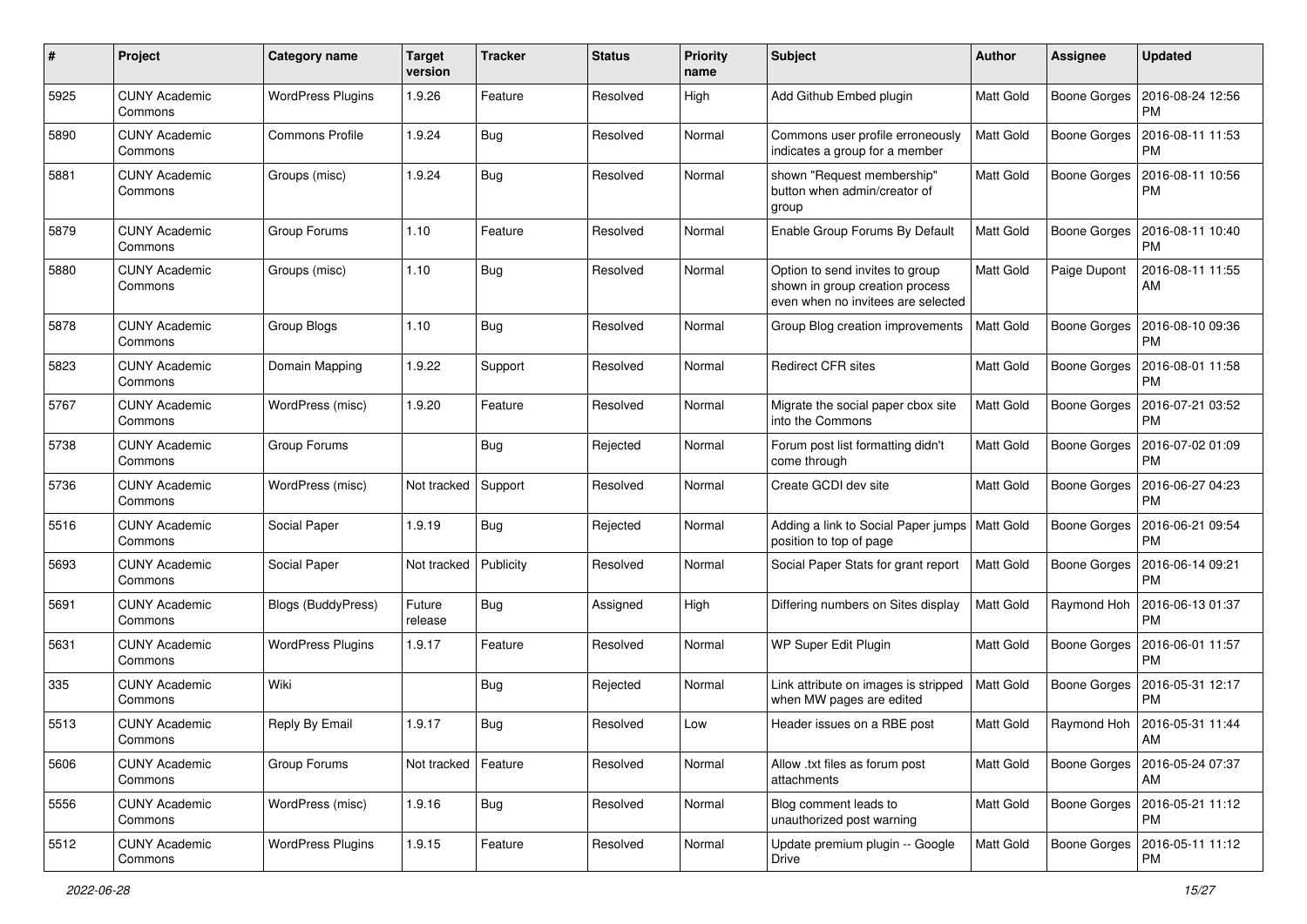| # | Project | Category name | Target version | Tracker | Status | Priority name | Subject | Author | Assignee | Updated |
|---|---|---|---|---|---|---|---|---|---|---|
| 5925 | CUNY Academic Commons | WordPress Plugins | 1.9.26 | Feature | Resolved | High | Add Github Embed plugin | Matt Gold | Boone Gorges | 2016-08-24 12:56 PM |
| 5890 | CUNY Academic Commons | Commons Profile | 1.9.24 | Bug | Resolved | Normal | Commons user profile erroneously indicates a group for a member | Matt Gold | Boone Gorges | 2016-08-11 11:53 PM |
| 5881 | CUNY Academic Commons | Groups (misc) | 1.9.24 | Bug | Resolved | Normal | shown "Request membership" button when admin/creator of group | Matt Gold | Boone Gorges | 2016-08-11 10:56 PM |
| 5879 | CUNY Academic Commons | Group Forums | 1.10 | Feature | Resolved | Normal | Enable Group Forums By Default | Matt Gold | Boone Gorges | 2016-08-11 10:40 PM |
| 5880 | CUNY Academic Commons | Groups (misc) | 1.10 | Bug | Resolved | Normal | Option to send invites to group shown in group creation process even when no invitees are selected | Matt Gold | Paige Dupont | 2016-08-11 11:55 AM |
| 5878 | CUNY Academic Commons | Group Blogs | 1.10 | Bug | Resolved | Normal | Group Blog creation improvements | Matt Gold | Boone Gorges | 2016-08-10 09:36 PM |
| 5823 | CUNY Academic Commons | Domain Mapping | 1.9.22 | Support | Resolved | Normal | Redirect CFR sites | Matt Gold | Boone Gorges | 2016-08-01 11:58 PM |
| 5767 | CUNY Academic Commons | WordPress (misc) | 1.9.20 | Feature | Resolved | Normal | Migrate the social paper cbox site into the Commons | Matt Gold | Boone Gorges | 2016-07-21 03:52 PM |
| 5738 | CUNY Academic Commons | Group Forums | | Bug | Rejected | Normal | Forum post list formatting didn't come through | Matt Gold | Boone Gorges | 2016-07-02 01:09 PM |
| 5736 | CUNY Academic Commons | WordPress (misc) | Not tracked | Support | Resolved | Normal | Create GCDI dev site | Matt Gold | Boone Gorges | 2016-06-27 04:23 PM |
| 5516 | CUNY Academic Commons | Social Paper | 1.9.19 | Bug | Rejected | Normal | Adding a link to Social Paper jumps position to top of page | Matt Gold | Boone Gorges | 2016-06-21 09:54 PM |
| 5693 | CUNY Academic Commons | Social Paper | Not tracked | Publicity | Resolved | Normal | Social Paper Stats for grant report | Matt Gold | Boone Gorges | 2016-06-14 09:21 PM |
| 5691 | CUNY Academic Commons | Blogs (BuddyPress) | Future release | Bug | Assigned | High | Differing numbers on Sites display | Matt Gold | Raymond Hoh | 2016-06-13 01:37 PM |
| 5631 | CUNY Academic Commons | WordPress Plugins | 1.9.17 | Feature | Resolved | Normal | WP Super Edit Plugin | Matt Gold | Boone Gorges | 2016-06-01 11:57 PM |
| 335 | CUNY Academic Commons | Wiki | | Bug | Rejected | Normal | Link attribute on images is stripped when MW pages are edited | Matt Gold | Boone Gorges | 2016-05-31 12:17 PM |
| 5513 | CUNY Academic Commons | Reply By Email | 1.9.17 | Bug | Resolved | Low | Header issues on a RBE post | Matt Gold | Raymond Hoh | 2016-05-31 11:44 AM |
| 5606 | CUNY Academic Commons | Group Forums | Not tracked | Feature | Resolved | Normal | Allow .txt files as forum post attachments | Matt Gold | Boone Gorges | 2016-05-24 07:37 AM |
| 5556 | CUNY Academic Commons | WordPress (misc) | 1.9.16 | Bug | Resolved | Normal | Blog comment leads to unauthorized post warning | Matt Gold | Boone Gorges | 2016-05-21 11:12 PM |
| 5512 | CUNY Academic Commons | WordPress Plugins | 1.9.15 | Feature | Resolved | Normal | Update premium plugin -- Google Drive | Matt Gold | Boone Gorges | 2016-05-11 11:12 PM |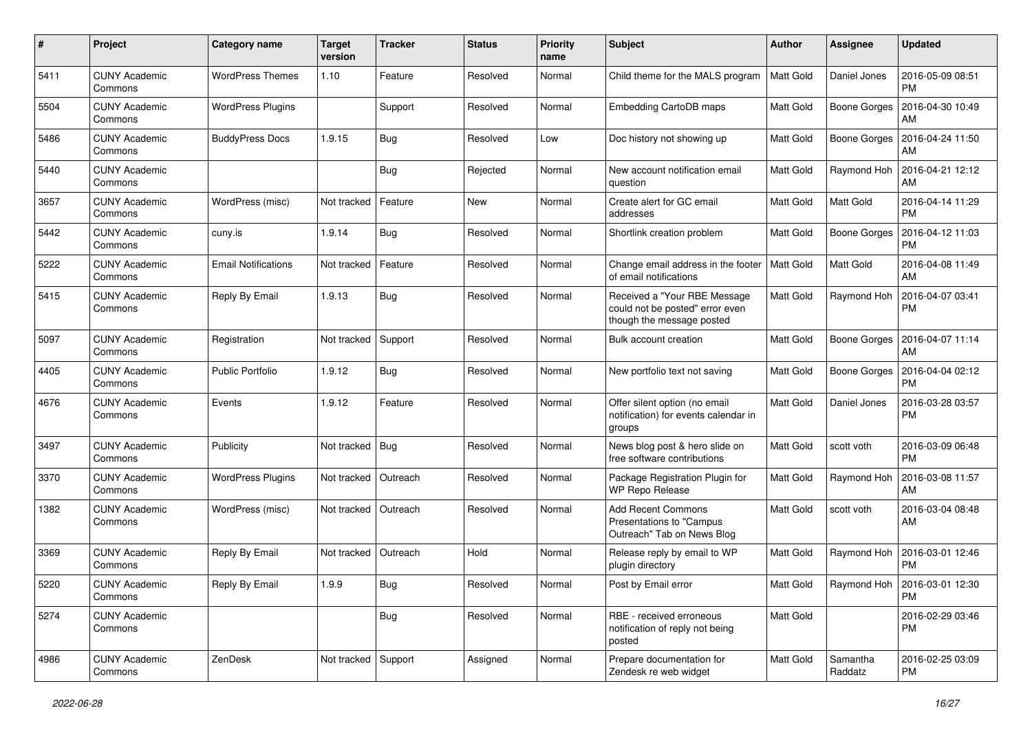| # | Project | Category name | Target version | Tracker | Status | Priority name | Subject | Author | Assignee | Updated |
|---|---|---|---|---|---|---|---|---|---|---|
| 5411 | CUNY Academic Commons | WordPress Themes | 1.10 | Feature | Resolved | Normal | Child theme for the MALS program | Matt Gold | Daniel Jones | 2016-05-09 08:51 PM |
| 5504 | CUNY Academic Commons | WordPress Plugins | | Support | Resolved | Normal | Embedding CartoDB maps | Matt Gold | Boone Gorges | 2016-04-30 10:49 AM |
| 5486 | CUNY Academic Commons | BuddyPress Docs | 1.9.15 | Bug | Resolved | Low | Doc history not showing up | Matt Gold | Boone Gorges | 2016-04-24 11:50 AM |
| 5440 | CUNY Academic Commons | | | Bug | Rejected | Normal | New account notification email question | Matt Gold | Raymond Hoh | 2016-04-21 12:12 AM |
| 3657 | CUNY Academic Commons | WordPress (misc) | Not tracked | Feature | New | Normal | Create alert for GC email addresses | Matt Gold | Matt Gold | 2016-04-14 11:29 PM |
| 5442 | CUNY Academic Commons | cuny.is | 1.9.14 | Bug | Resolved | Normal | Shortlink creation problem | Matt Gold | Boone Gorges | 2016-04-12 11:03 PM |
| 5222 | CUNY Academic Commons | Email Notifications | Not tracked | Feature | Resolved | Normal | Change email address in the footer of email notifications | Matt Gold | Matt Gold | 2016-04-08 11:49 AM |
| 5415 | CUNY Academic Commons | Reply By Email | 1.9.13 | Bug | Resolved | Normal | Received a "Your RBE Message could not be posted" error even though the message posted | Matt Gold | Raymond Hoh | 2016-04-07 03:41 PM |
| 5097 | CUNY Academic Commons | Registration | Not tracked | Support | Resolved | Normal | Bulk account creation | Matt Gold | Boone Gorges | 2016-04-07 11:14 AM |
| 4405 | CUNY Academic Commons | Public Portfolio | 1.9.12 | Bug | Resolved | Normal | New portfolio text not saving | Matt Gold | Boone Gorges | 2016-04-04 02:12 PM |
| 4676 | CUNY Academic Commons | Events | 1.9.12 | Feature | Resolved | Normal | Offer silent option (no email notification) for events calendar in groups | Matt Gold | Daniel Jones | 2016-03-28 03:57 PM |
| 3497 | CUNY Academic Commons | Publicity | Not tracked | Bug | Resolved | Normal | News blog post & hero slide on free software contributions | Matt Gold | scott voth | 2016-03-09 06:48 PM |
| 3370 | CUNY Academic Commons | WordPress Plugins | Not tracked | Outreach | Resolved | Normal | Package Registration Plugin for WP Repo Release | Matt Gold | Raymond Hoh | 2016-03-08 11:57 AM |
| 1382 | CUNY Academic Commons | WordPress (misc) | Not tracked | Outreach | Resolved | Normal | Add Recent Commons Presentations to "Campus Outreach" Tab on News Blog | Matt Gold | scott voth | 2016-03-04 08:48 AM |
| 3369 | CUNY Academic Commons | Reply By Email | Not tracked | Outreach | Hold | Normal | Release reply by email to WP plugin directory | Matt Gold | Raymond Hoh | 2016-03-01 12:46 PM |
| 5220 | CUNY Academic Commons | Reply By Email | 1.9.9 | Bug | Resolved | Normal | Post by Email error | Matt Gold | Raymond Hoh | 2016-03-01 12:30 PM |
| 5274 | CUNY Academic Commons | | | Bug | Resolved | Normal | RBE - received erroneous notification of reply not being posted | Matt Gold | | 2016-02-29 03:46 PM |
| 4986 | CUNY Academic Commons | ZenDesk | Not tracked | Support | Assigned | Normal | Prepare documentation for Zendesk re web widget | Matt Gold | Samantha Raddatz | 2016-02-25 03:09 PM |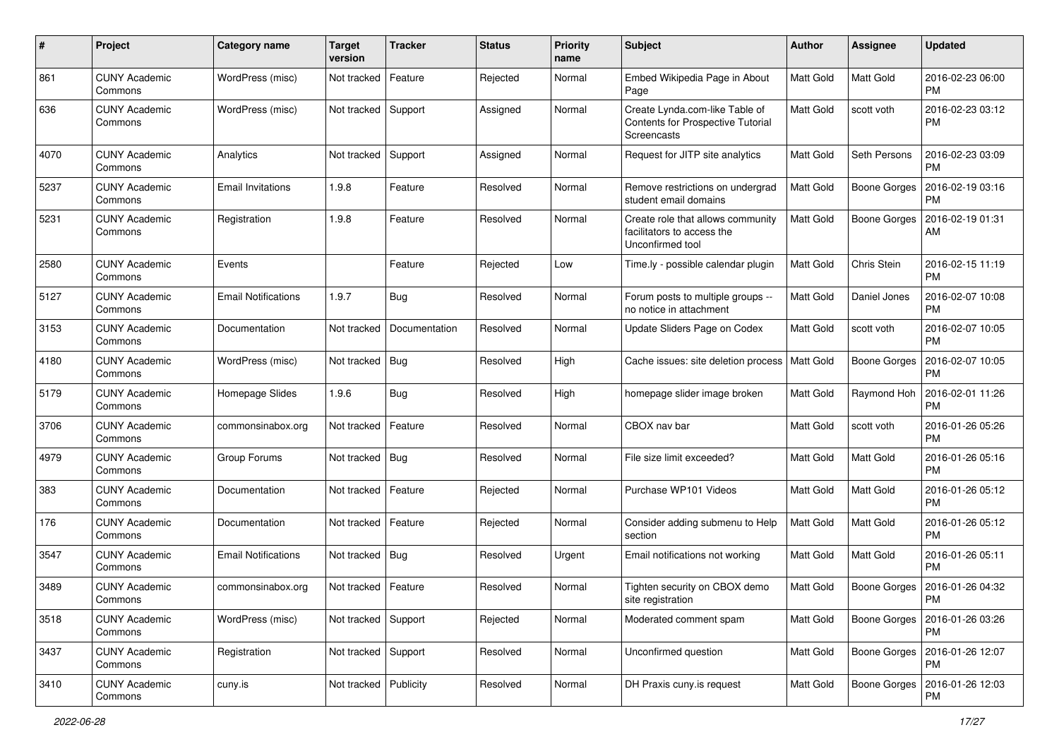| # | Project | Category name | Target version | Tracker | Status | Priority name | Subject | Author | Assignee | Updated |
|---|---|---|---|---|---|---|---|---|---|---|
| 861 | CUNY Academic Commons | WordPress (misc) | Not tracked | Feature | Rejected | Normal | Embed Wikipedia Page in About Page | Matt Gold | Matt Gold | 2016-02-23 06:00 PM |
| 636 | CUNY Academic Commons | WordPress (misc) | Not tracked | Support | Assigned | Normal | Create Lynda.com-like Table of Contents for Prospective Tutorial Screencasts | Matt Gold | scott voth | 2016-02-23 03:12 PM |
| 4070 | CUNY Academic Commons | Analytics | Not tracked | Support | Assigned | Normal | Request for JITP site analytics | Matt Gold | Seth Persons | 2016-02-23 03:09 PM |
| 5237 | CUNY Academic Commons | Email Invitations | 1.9.8 | Feature | Resolved | Normal | Remove restrictions on undergrad student email domains | Matt Gold | Boone Gorges | 2016-02-19 03:16 PM |
| 5231 | CUNY Academic Commons | Registration | 1.9.8 | Feature | Resolved | Normal | Create role that allows community facilitators to access the Unconfirmed tool | Matt Gold | Boone Gorges | 2016-02-19 01:31 AM |
| 2580 | CUNY Academic Commons | Events | | Feature | Rejected | Low | Time.ly - possible calendar plugin | Matt Gold | Chris Stein | 2016-02-15 11:19 PM |
| 5127 | CUNY Academic Commons | Email Notifications | 1.9.7 | Bug | Resolved | Normal | Forum posts to multiple groups -- no notice in attachment | Matt Gold | Daniel Jones | 2016-02-07 10:08 PM |
| 3153 | CUNY Academic Commons | Documentation | Not tracked | Documentation | Resolved | Normal | Update Sliders Page on Codex | Matt Gold | scott voth | 2016-02-07 10:05 PM |
| 4180 | CUNY Academic Commons | WordPress (misc) | Not tracked | Bug | Resolved | High | Cache issues: site deletion process | Matt Gold | Boone Gorges | 2016-02-07 10:05 PM |
| 5179 | CUNY Academic Commons | Homepage Slides | 1.9.6 | Bug | Resolved | High | homepage slider image broken | Matt Gold | Raymond Hoh | 2016-02-01 11:26 PM |
| 3706 | CUNY Academic Commons | commonsinabox.org | Not tracked | Feature | Resolved | Normal | CBOX nav bar | Matt Gold | scott voth | 2016-01-26 05:26 PM |
| 4979 | CUNY Academic Commons | Group Forums | Not tracked | Bug | Resolved | Normal | File size limit exceeded? | Matt Gold | Matt Gold | 2016-01-26 05:16 PM |
| 383 | CUNY Academic Commons | Documentation | Not tracked | Feature | Rejected | Normal | Purchase WP101 Videos | Matt Gold | Matt Gold | 2016-01-26 05:12 PM |
| 176 | CUNY Academic Commons | Documentation | Not tracked | Feature | Rejected | Normal | Consider adding submenu to Help section | Matt Gold | Matt Gold | 2016-01-26 05:12 PM |
| 3547 | CUNY Academic Commons | Email Notifications | Not tracked | Bug | Resolved | Urgent | Email notifications not working | Matt Gold | Matt Gold | 2016-01-26 05:11 PM |
| 3489 | CUNY Academic Commons | commonsinabox.org | Not tracked | Feature | Resolved | Normal | Tighten security on CBOX demo site registration | Matt Gold | Boone Gorges | 2016-01-26 04:32 PM |
| 3518 | CUNY Academic Commons | WordPress (misc) | Not tracked | Support | Rejected | Normal | Moderated comment spam | Matt Gold | Boone Gorges | 2016-01-26 03:26 PM |
| 3437 | CUNY Academic Commons | Registration | Not tracked | Support | Resolved | Normal | Unconfirmed question | Matt Gold | Boone Gorges | 2016-01-26 12:07 PM |
| 3410 | CUNY Academic Commons | cuny.is | Not tracked | Publicity | Resolved | Normal | DH Praxis cuny.is request | Matt Gold | Boone Gorges | 2016-01-26 12:03 PM |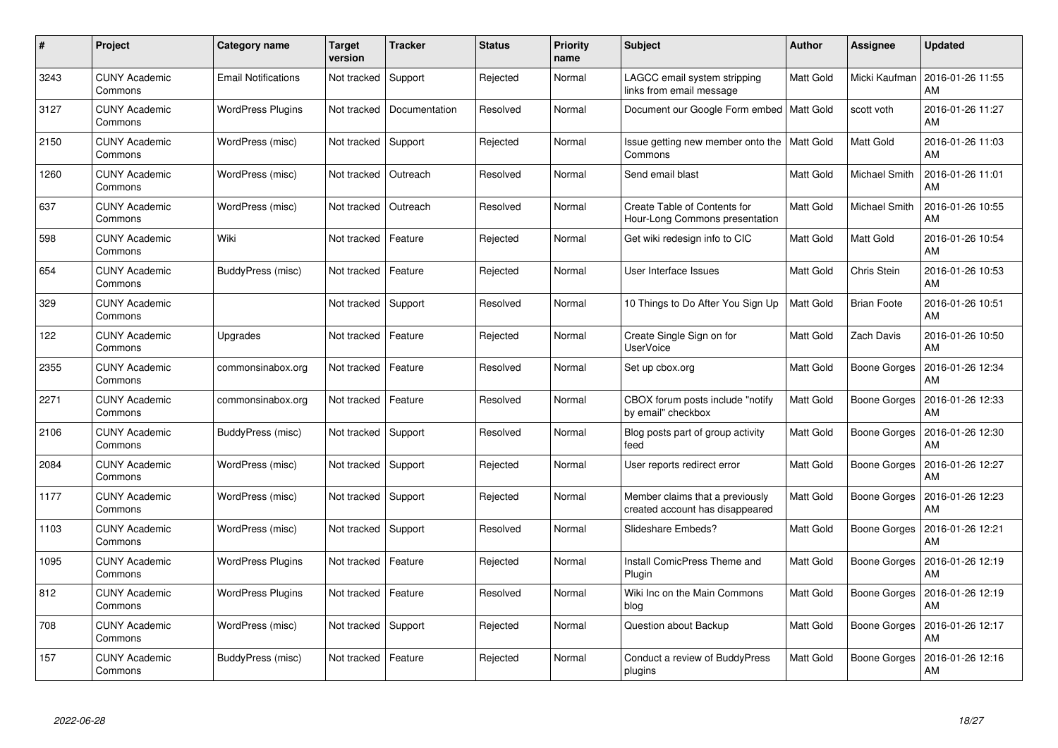| # | Project | Category name | Target version | Tracker | Status | Priority name | Subject | Author | Assignee | Updated |
|---|---|---|---|---|---|---|---|---|---|---|
| 3243 | CUNY Academic Commons | Email Notifications | Not tracked | Support | Rejected | Normal | LAGCC email system stripping links from email message | Matt Gold | Micki Kaufman | 2016-01-26 11:55 AM |
| 3127 | CUNY Academic Commons | WordPress Plugins | Not tracked | Documentation | Resolved | Normal | Document our Google Form embed | Matt Gold | scott voth | 2016-01-26 11:27 AM |
| 2150 | CUNY Academic Commons | WordPress (misc) | Not tracked | Support | Rejected | Normal | Issue getting new member onto the Commons | Matt Gold | Matt Gold | 2016-01-26 11:03 AM |
| 1260 | CUNY Academic Commons | WordPress (misc) | Not tracked | Outreach | Resolved | Normal | Send email blast | Matt Gold | Michael Smith | 2016-01-26 11:01 AM |
| 637 | CUNY Academic Commons | WordPress (misc) | Not tracked | Outreach | Resolved | Normal | Create Table of Contents for Hour-Long Commons presentation | Matt Gold | Michael Smith | 2016-01-26 10:55 AM |
| 598 | CUNY Academic Commons | Wiki | Not tracked | Feature | Rejected | Normal | Get wiki redesign info to CIC | Matt Gold | Matt Gold | 2016-01-26 10:54 AM |
| 654 | CUNY Academic Commons | BuddyPress (misc) | Not tracked | Feature | Rejected | Normal | User Interface Issues | Matt Gold | Chris Stein | 2016-01-26 10:53 AM |
| 329 | CUNY Academic Commons | | Not tracked | Support | Resolved | Normal | 10 Things to Do After You Sign Up | Matt Gold | Brian Foote | 2016-01-26 10:51 AM |
| 122 | CUNY Academic Commons | Upgrades | Not tracked | Feature | Rejected | Normal | Create Single Sign on for UserVoice | Matt Gold | Zach Davis | 2016-01-26 10:50 AM |
| 2355 | CUNY Academic Commons | commonsinabox.org | Not tracked | Feature | Resolved | Normal | Set up cbox.org | Matt Gold | Boone Gorges | 2016-01-26 12:34 AM |
| 2271 | CUNY Academic Commons | commonsinabox.org | Not tracked | Feature | Resolved | Normal | CBOX forum posts include "notify by email" checkbox | Matt Gold | Boone Gorges | 2016-01-26 12:33 AM |
| 2106 | CUNY Academic Commons | BuddyPress (misc) | Not tracked | Support | Resolved | Normal | Blog posts part of group activity feed | Matt Gold | Boone Gorges | 2016-01-26 12:30 AM |
| 2084 | CUNY Academic Commons | WordPress (misc) | Not tracked | Support | Rejected | Normal | User reports redirect error | Matt Gold | Boone Gorges | 2016-01-26 12:27 AM |
| 1177 | CUNY Academic Commons | WordPress (misc) | Not tracked | Support | Rejected | Normal | Member claims that a previously created account has disappeared | Matt Gold | Boone Gorges | 2016-01-26 12:23 AM |
| 1103 | CUNY Academic Commons | WordPress (misc) | Not tracked | Support | Resolved | Normal | Slideshare Embeds? | Matt Gold | Boone Gorges | 2016-01-26 12:21 AM |
| 1095 | CUNY Academic Commons | WordPress Plugins | Not tracked | Feature | Rejected | Normal | Install ComicPress Theme and Plugin | Matt Gold | Boone Gorges | 2016-01-26 12:19 AM |
| 812 | CUNY Academic Commons | WordPress Plugins | Not tracked | Feature | Resolved | Normal | Wiki Inc on the Main Commons blog | Matt Gold | Boone Gorges | 2016-01-26 12:19 AM |
| 708 | CUNY Academic Commons | WordPress (misc) | Not tracked | Support | Rejected | Normal | Question about Backup | Matt Gold | Boone Gorges | 2016-01-26 12:17 AM |
| 157 | CUNY Academic Commons | BuddyPress (misc) | Not tracked | Feature | Rejected | Normal | Conduct a review of BuddyPress plugins | Matt Gold | Boone Gorges | 2016-01-26 12:16 AM |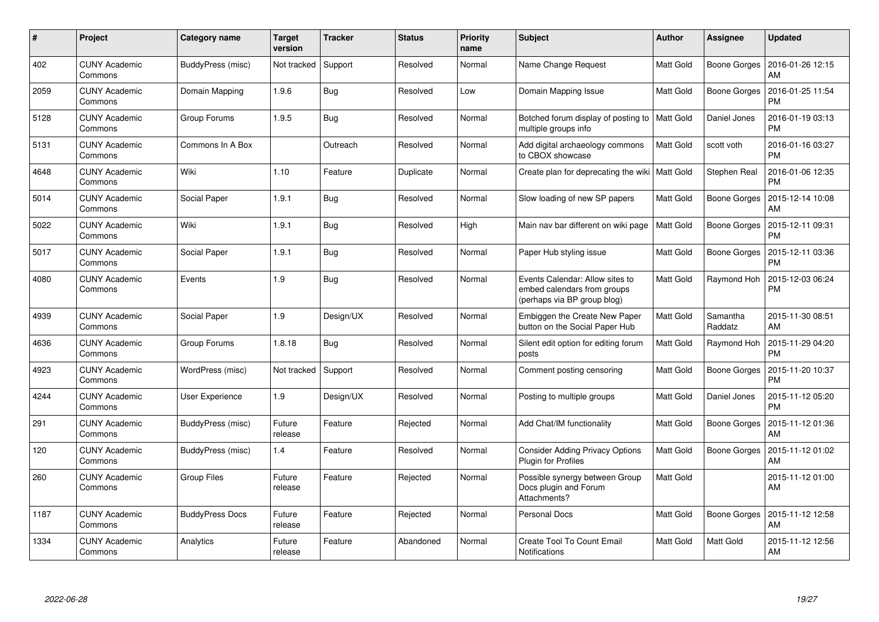| # | Project | Category name | Target version | Tracker | Status | Priority name | Subject | Author | Assignee | Updated |
|---|---|---|---|---|---|---|---|---|---|---|
| 402 | CUNY Academic Commons | BuddyPress (misc) | Not tracked | Support | Resolved | Normal | Name Change Request | Matt Gold | Boone Gorges | 2016-01-26 12:15 AM |
| 2059 | CUNY Academic Commons | Domain Mapping | 1.9.6 | Bug | Resolved | Low | Domain Mapping Issue | Matt Gold | Boone Gorges | 2016-01-25 11:54 PM |
| 5128 | CUNY Academic Commons | Group Forums | 1.9.5 | Bug | Resolved | Normal | Botched forum display of posting to multiple groups info | Matt Gold | Daniel Jones | 2016-01-19 03:13 PM |
| 5131 | CUNY Academic Commons | Commons In A Box | | Outreach | Resolved | Normal | Add digital archaeology commons to CBOX showcase | Matt Gold | scott voth | 2016-01-16 03:27 PM |
| 4648 | CUNY Academic Commons | Wiki | 1.10 | Feature | Duplicate | Normal | Create plan for deprecating the wiki | Matt Gold | Stephen Real | 2016-01-06 12:35 PM |
| 5014 | CUNY Academic Commons | Social Paper | 1.9.1 | Bug | Resolved | Normal | Slow loading of new SP papers | Matt Gold | Boone Gorges | 2015-12-14 10:08 AM |
| 5022 | CUNY Academic Commons | Wiki | 1.9.1 | Bug | Resolved | High | Main nav bar different on wiki page | Matt Gold | Boone Gorges | 2015-12-11 09:31 PM |
| 5017 | CUNY Academic Commons | Social Paper | 1.9.1 | Bug | Resolved | Normal | Paper Hub styling issue | Matt Gold | Boone Gorges | 2015-12-11 03:36 PM |
| 4080 | CUNY Academic Commons | Events | 1.9 | Bug | Resolved | Normal | Events Calendar: Allow sites to embed calendars from groups (perhaps via BP group blog) | Matt Gold | Raymond Hoh | 2015-12-03 06:24 PM |
| 4939 | CUNY Academic Commons | Social Paper | 1.9 | Design/UX | Resolved | Normal | Embiggen the Create New Paper button on the Social Paper Hub | Matt Gold | Samantha Raddatz | 2015-11-30 08:51 AM |
| 4636 | CUNY Academic Commons | Group Forums | 1.8.18 | Bug | Resolved | Normal | Silent edit option for editing forum posts | Matt Gold | Raymond Hoh | 2015-11-29 04:20 PM |
| 4923 | CUNY Academic Commons | WordPress (misc) | Not tracked | Support | Resolved | Normal | Comment posting censoring | Matt Gold | Boone Gorges | 2015-11-20 10:37 PM |
| 4244 | CUNY Academic Commons | User Experience | 1.9 | Design/UX | Resolved | Normal | Posting to multiple groups | Matt Gold | Daniel Jones | 2015-11-12 05:20 PM |
| 291 | CUNY Academic Commons | BuddyPress (misc) | Future release | Feature | Rejected | Normal | Add Chat/IM functionality | Matt Gold | Boone Gorges | 2015-11-12 01:36 AM |
| 120 | CUNY Academic Commons | BuddyPress (misc) | 1.4 | Feature | Resolved | Normal | Consider Adding Privacy Options Plugin for Profiles | Matt Gold | Boone Gorges | 2015-11-12 01:02 AM |
| 260 | CUNY Academic Commons | Group Files | Future release | Feature | Rejected | Normal | Possible synergy between Group Docs plugin and Forum Attachments? | Matt Gold | | 2015-11-12 01:00 AM |
| 1187 | CUNY Academic Commons | BuddyPress Docs | Future release | Feature | Rejected | Normal | Personal Docs | Matt Gold | Boone Gorges | 2015-11-12 12:58 AM |
| 1334 | CUNY Academic Commons | Analytics | Future release | Feature | Abandoned | Normal | Create Tool To Count Email Notifications | Matt Gold | Matt Gold | 2015-11-12 12:56 AM |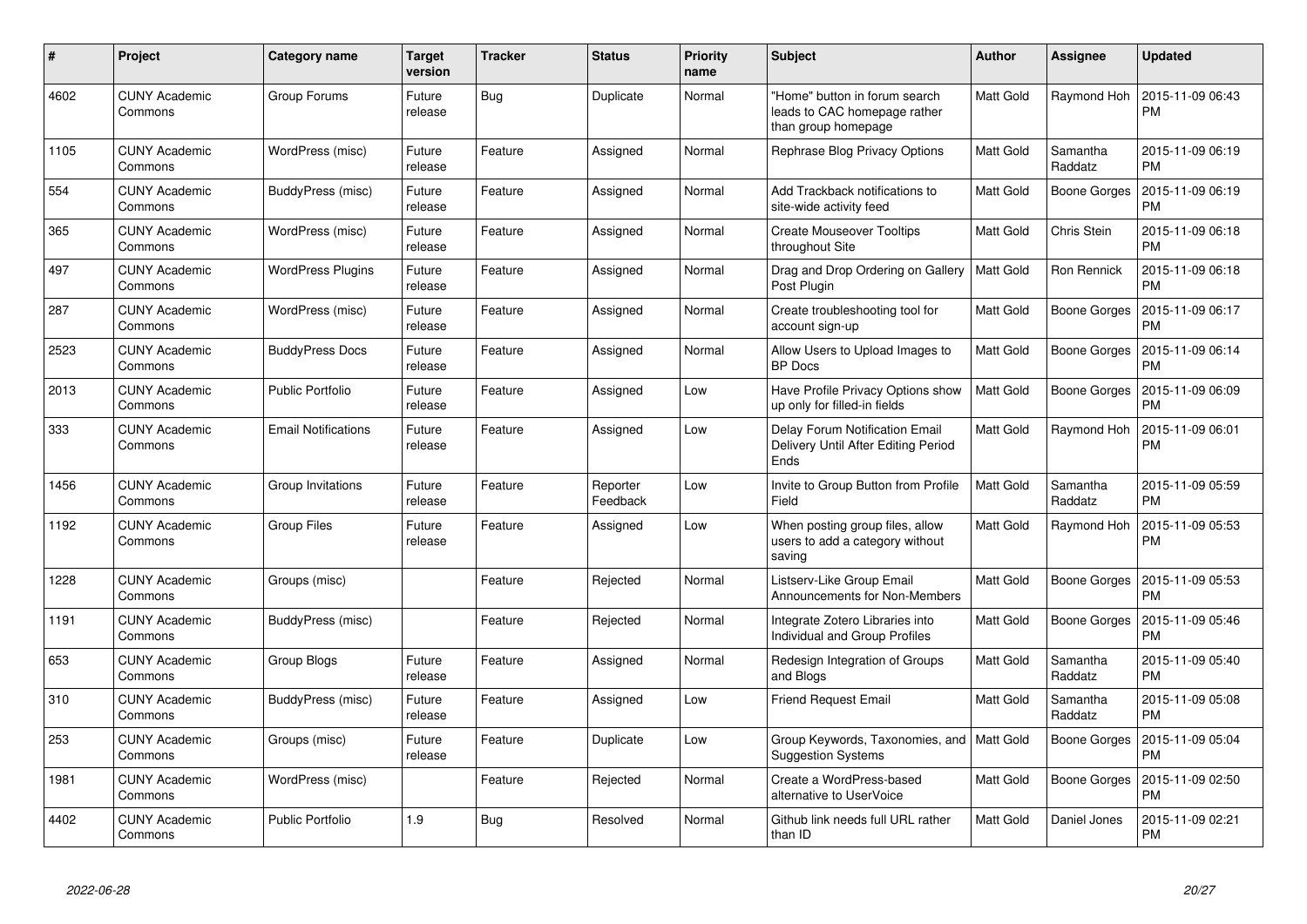| # | Project | Category name | Target version | Tracker | Status | Priority name | Subject | Author | Assignee | Updated |
|---|---|---|---|---|---|---|---|---|---|---|
| 4602 | CUNY Academic Commons | Group Forums | Future release | Bug | Duplicate | Normal | "Home" button in forum search leads to CAC homepage rather than group homepage | Matt Gold | Raymond Hoh | 2015-11-09 06:43 PM |
| 1105 | CUNY Academic Commons | WordPress (misc) | Future release | Feature | Assigned | Normal | Rephrase Blog Privacy Options | Matt Gold | Samantha Raddatz | 2015-11-09 06:19 PM |
| 554 | CUNY Academic Commons | BuddyPress (misc) | Future release | Feature | Assigned | Normal | Add Trackback notifications to site-wide activity feed | Matt Gold | Boone Gorges | 2015-11-09 06:19 PM |
| 365 | CUNY Academic Commons | WordPress (misc) | Future release | Feature | Assigned | Normal | Create Mouseover Tooltips throughout Site | Matt Gold | Chris Stein | 2015-11-09 06:18 PM |
| 497 | CUNY Academic Commons | WordPress Plugins | Future release | Feature | Assigned | Normal | Drag and Drop Ordering on Gallery Post Plugin | Matt Gold | Ron Rennick | 2015-11-09 06:18 PM |
| 287 | CUNY Academic Commons | WordPress (misc) | Future release | Feature | Assigned | Normal | Create troubleshooting tool for account sign-up | Matt Gold | Boone Gorges | 2015-11-09 06:17 PM |
| 2523 | CUNY Academic Commons | BuddyPress Docs | Future release | Feature | Assigned | Normal | Allow Users to Upload Images to BP Docs | Matt Gold | Boone Gorges | 2015-11-09 06:14 PM |
| 2013 | CUNY Academic Commons | Public Portfolio | Future release | Feature | Assigned | Low | Have Profile Privacy Options show up only for filled-in fields | Matt Gold | Boone Gorges | 2015-11-09 06:09 PM |
| 333 | CUNY Academic Commons | Email Notifications | Future release | Feature | Assigned | Low | Delay Forum Notification Email Delivery Until After Editing Period Ends | Matt Gold | Raymond Hoh | 2015-11-09 06:01 PM |
| 1456 | CUNY Academic Commons | Group Invitations | Future release | Feature | Reporter Feedback | Low | Invite to Group Button from Profile Field | Matt Gold | Samantha Raddatz | 2015-11-09 05:59 PM |
| 1192 | CUNY Academic Commons | Group Files | Future release | Feature | Assigned | Low | When posting group files, allow users to add a category without saving | Matt Gold | Raymond Hoh | 2015-11-09 05:53 PM |
| 1228 | CUNY Academic Commons | Groups (misc) | | Feature | Rejected | Normal | Listserv-Like Group Email Announcements for Non-Members | Matt Gold | Boone Gorges | 2015-11-09 05:53 PM |
| 1191 | CUNY Academic Commons | BuddyPress (misc) | | Feature | Rejected | Normal | Integrate Zotero Libraries into Individual and Group Profiles | Matt Gold | Boone Gorges | 2015-11-09 05:46 PM |
| 653 | CUNY Academic Commons | Group Blogs | Future release | Feature | Assigned | Normal | Redesign Integration of Groups and Blogs | Matt Gold | Samantha Raddatz | 2015-11-09 05:40 PM |
| 310 | CUNY Academic Commons | BuddyPress (misc) | Future release | Feature | Assigned | Low | Friend Request Email | Matt Gold | Samantha Raddatz | 2015-11-09 05:08 PM |
| 253 | CUNY Academic Commons | Groups (misc) | Future release | Feature | Duplicate | Low | Group Keywords, Taxonomies, and Suggestion Systems | Matt Gold | Boone Gorges | 2015-11-09 05:04 PM |
| 1981 | CUNY Academic Commons | WordPress (misc) | | Feature | Rejected | Normal | Create a WordPress-based alternative to UserVoice | Matt Gold | Boone Gorges | 2015-11-09 02:50 PM |
| 4402 | CUNY Academic Commons | Public Portfolio | 1.9 | Bug | Resolved | Normal | Github link needs full URL rather than ID | Matt Gold | Daniel Jones | 2015-11-09 02:21 PM |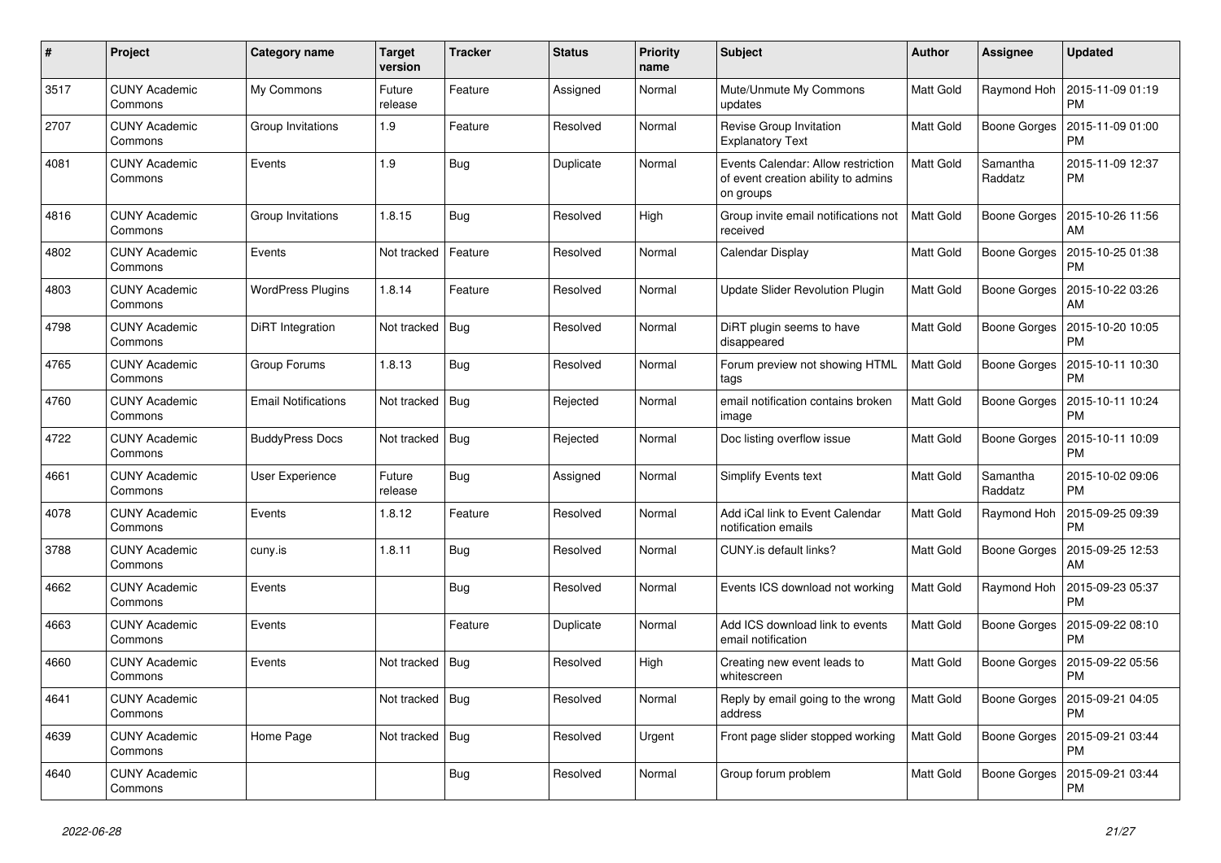| # | Project | Category name | Target version | Tracker | Status | Priority name | Subject | Author | Assignee | Updated |
|---|---|---|---|---|---|---|---|---|---|---|
| 3517 | CUNY Academic Commons | My Commons | Future release | Feature | Assigned | Normal | Mute/Unmute My Commons updates | Matt Gold | Raymond Hoh | 2015-11-09 01:19 PM |
| 2707 | CUNY Academic Commons | Group Invitations | 1.9 | Feature | Resolved | Normal | Revise Group Invitation Explanatory Text | Matt Gold | Boone Gorges | 2015-11-09 01:00 PM |
| 4081 | CUNY Academic Commons | Events | 1.9 | Bug | Duplicate | Normal | Events Calendar: Allow restriction of event creation ability to admins on groups | Matt Gold | Samantha Raddatz | 2015-11-09 12:37 PM |
| 4816 | CUNY Academic Commons | Group Invitations | 1.8.15 | Bug | Resolved | High | Group invite email notifications not received | Matt Gold | Boone Gorges | 2015-10-26 11:56 AM |
| 4802 | CUNY Academic Commons | Events | Not tracked | Feature | Resolved | Normal | Calendar Display | Matt Gold | Boone Gorges | 2015-10-25 01:38 PM |
| 4803 | CUNY Academic Commons | WordPress Plugins | 1.8.14 | Feature | Resolved | Normal | Update Slider Revolution Plugin | Matt Gold | Boone Gorges | 2015-10-22 03:26 AM |
| 4798 | CUNY Academic Commons | DiRT Integration | Not tracked | Bug | Resolved | Normal | DiRT plugin seems to have disappeared | Matt Gold | Boone Gorges | 2015-10-20 10:05 PM |
| 4765 | CUNY Academic Commons | Group Forums | 1.8.13 | Bug | Resolved | Normal | Forum preview not showing HTML tags | Matt Gold | Boone Gorges | 2015-10-11 10:30 PM |
| 4760 | CUNY Academic Commons | Email Notifications | Not tracked | Bug | Rejected | Normal | email notification contains broken image | Matt Gold | Boone Gorges | 2015-10-11 10:24 PM |
| 4722 | CUNY Academic Commons | BuddyPress Docs | Not tracked | Bug | Rejected | Normal | Doc listing overflow issue | Matt Gold | Boone Gorges | 2015-10-11 10:09 PM |
| 4661 | CUNY Academic Commons | User Experience | Future release | Bug | Assigned | Normal | Simplify Events text | Matt Gold | Samantha Raddatz | 2015-10-02 09:06 PM |
| 4078 | CUNY Academic Commons | Events | 1.8.12 | Feature | Resolved | Normal | Add iCal link to Event Calendar notification emails | Matt Gold | Raymond Hoh | 2015-09-25 09:39 PM |
| 3788 | CUNY Academic Commons | cuny.is | 1.8.11 | Bug | Resolved | Normal | CUNY.is default links? | Matt Gold | Boone Gorges | 2015-09-25 12:53 AM |
| 4662 | CUNY Academic Commons | Events | | Bug | Resolved | Normal | Events ICS download not working | Matt Gold | Raymond Hoh | 2015-09-23 05:37 PM |
| 4663 | CUNY Academic Commons | Events | | Feature | Duplicate | Normal | Add ICS download link to events email notification | Matt Gold | Boone Gorges | 2015-09-22 08:10 PM |
| 4660 | CUNY Academic Commons | Events | Not tracked | Bug | Resolved | High | Creating new event leads to whitescreen | Matt Gold | Boone Gorges | 2015-09-22 05:56 PM |
| 4641 | CUNY Academic Commons | | Not tracked | Bug | Resolved | Normal | Reply by email going to the wrong address | Matt Gold | Boone Gorges | 2015-09-21 04:05 PM |
| 4639 | CUNY Academic Commons | Home Page | Not tracked | Bug | Resolved | Urgent | Front page slider stopped working | Matt Gold | Boone Gorges | 2015-09-21 03:44 PM |
| 4640 | CUNY Academic Commons | | | Bug | Resolved | Normal | Group forum problem | Matt Gold | Boone Gorges | 2015-09-21 03:44 PM |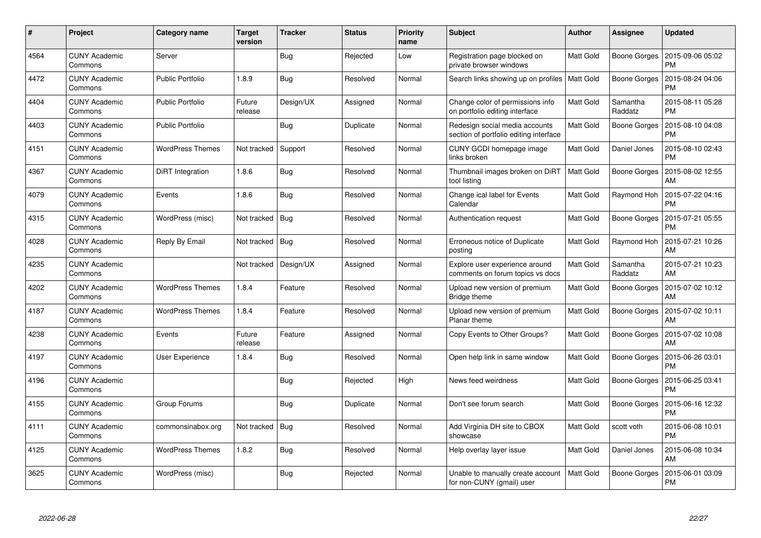| # | Project | Category name | Target version | Tracker | Status | Priority name | Subject | Author | Assignee | Updated |
|---|---|---|---|---|---|---|---|---|---|---|
| 4564 | CUNY Academic Commons | Server | | Bug | Rejected | Low | Registration page blocked on private browser windows | Matt Gold | Boone Gorges | 2015-09-06 05:02 PM |
| 4472 | CUNY Academic Commons | Public Portfolio | 1.8.9 | Bug | Resolved | Normal | Search links showing up on profiles | Matt Gold | Boone Gorges | 2015-08-24 04:06 PM |
| 4404 | CUNY Academic Commons | Public Portfolio | Future release | Design/UX | Assigned | Normal | Change color of permissions info on portfolio editing interface | Matt Gold | Samantha Raddatz | 2015-08-11 05:28 PM |
| 4403 | CUNY Academic Commons | Public Portfolio | | Bug | Duplicate | Normal | Redesign social media accounts section of portfolio editing interface | Matt Gold | Boone Gorges | 2015-08-10 04:08 PM |
| 4151 | CUNY Academic Commons | WordPress Themes | Not tracked | Support | Resolved | Normal | CUNY GCDI homepage image links broken | Matt Gold | Daniel Jones | 2015-08-10 02:43 PM |
| 4367 | CUNY Academic Commons | DiRT Integration | 1.8.6 | Bug | Resolved | Normal | Thumbnail images broken on DiRT tool listing | Matt Gold | Boone Gorges | 2015-08-02 12:55 AM |
| 4079 | CUNY Academic Commons | Events | 1.8.6 | Bug | Resolved | Normal | Change ical label for Events Calendar | Matt Gold | Raymond Hoh | 2015-07-22 04:16 PM |
| 4315 | CUNY Academic Commons | WordPress (misc) | Not tracked | Bug | Resolved | Normal | Authentication request | Matt Gold | Boone Gorges | 2015-07-21 05:55 PM |
| 4028 | CUNY Academic Commons | Reply By Email | Not tracked | Bug | Resolved | Normal | Erroneous notice of Duplicate posting | Matt Gold | Raymond Hoh | 2015-07-21 10:26 AM |
| 4235 | CUNY Academic Commons | | Not tracked | Design/UX | Assigned | Normal | Explore user experience around comments on forum topics vs docs | Matt Gold | Samantha Raddatz | 2015-07-21 10:23 AM |
| 4202 | CUNY Academic Commons | WordPress Themes | 1.8.4 | Feature | Resolved | Normal | Upload new version of premium Bridge theme | Matt Gold | Boone Gorges | 2015-07-02 10:12 AM |
| 4187 | CUNY Academic Commons | WordPress Themes | 1.8.4 | Feature | Resolved | Normal | Upload new version of premium Planar theme | Matt Gold | Boone Gorges | 2015-07-02 10:11 AM |
| 4238 | CUNY Academic Commons | Events | Future release | Feature | Assigned | Normal | Copy Events to Other Groups? | Matt Gold | Boone Gorges | 2015-07-02 10:08 AM |
| 4197 | CUNY Academic Commons | User Experience | 1.8.4 | Bug | Resolved | Normal | Open help link in same window | Matt Gold | Boone Gorges | 2015-06-26 03:01 PM |
| 4196 | CUNY Academic Commons | | | Bug | Rejected | High | News feed weirdness | Matt Gold | Boone Gorges | 2015-06-25 03:41 PM |
| 4155 | CUNY Academic Commons | Group Forums | | Bug | Duplicate | Normal | Don't see forum search | Matt Gold | Boone Gorges | 2015-06-16 12:32 PM |
| 4111 | CUNY Academic Commons | commonsinabox.org | Not tracked | Bug | Resolved | Normal | Add Virginia DH site to CBOX showcase | Matt Gold | scott voth | 2015-06-08 10:01 PM |
| 4125 | CUNY Academic Commons | WordPress Themes | 1.8.2 | Bug | Resolved | Normal | Help overlay layer issue | Matt Gold | Daniel Jones | 2015-06-08 10:34 AM |
| 3625 | CUNY Academic Commons | WordPress (misc) | | Bug | Rejected | Normal | Unable to manually create account for non-CUNY (gmail) user | Matt Gold | Boone Gorges | 2015-06-01 03:09 PM |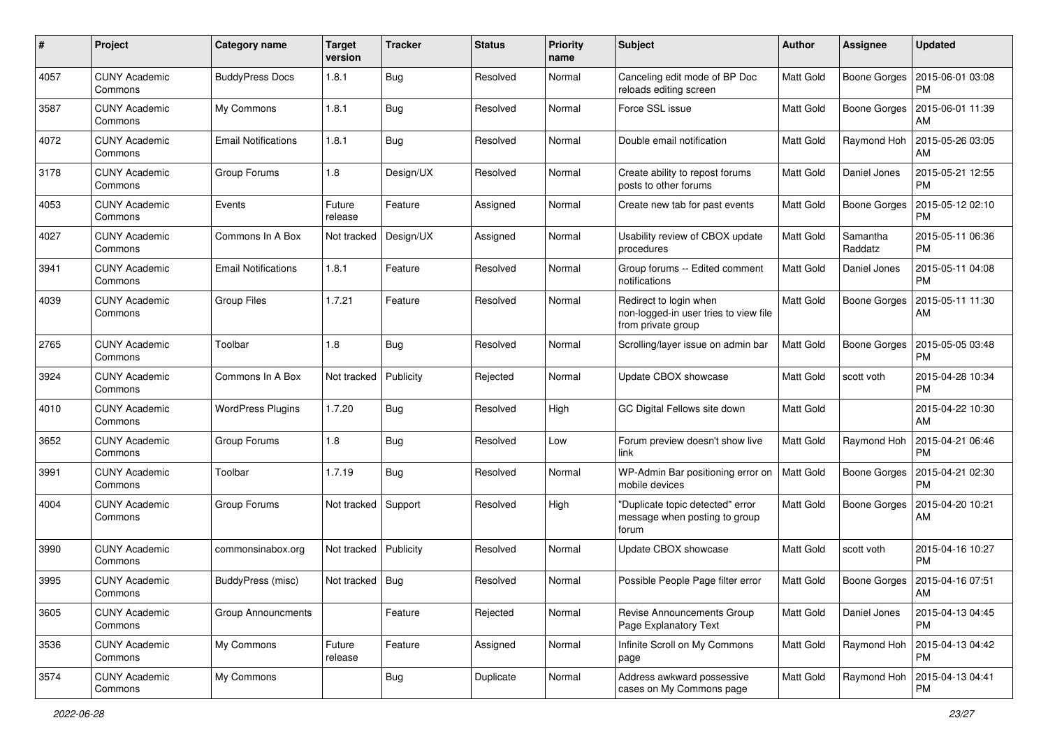| # | Project | Category name | Target version | Tracker | Status | Priority name | Subject | Author | Assignee | Updated |
|---|---|---|---|---|---|---|---|---|---|---|
| 4057 | CUNY Academic Commons | BuddyPress Docs | 1.8.1 | Bug | Resolved | Normal | Canceling edit mode of BP Doc reloads editing screen | Matt Gold | Boone Gorges | 2015-06-01 03:08 PM |
| 3587 | CUNY Academic Commons | My Commons | 1.8.1 | Bug | Resolved | Normal | Force SSL issue | Matt Gold | Boone Gorges | 2015-06-01 11:39 AM |
| 4072 | CUNY Academic Commons | Email Notifications | 1.8.1 | Bug | Resolved | Normal | Double email notification | Matt Gold | Raymond Hoh | 2015-05-26 03:05 AM |
| 3178 | CUNY Academic Commons | Group Forums | 1.8 | Design/UX | Resolved | Normal | Create ability to repost forums posts to other forums | Matt Gold | Daniel Jones | 2015-05-21 12:55 PM |
| 4053 | CUNY Academic Commons | Events | Future release | Feature | Assigned | Normal | Create new tab for past events | Matt Gold | Boone Gorges | 2015-05-12 02:10 PM |
| 4027 | CUNY Academic Commons | Commons In A Box | Not tracked | Design/UX | Assigned | Normal | Usability review of CBOX update procedures | Matt Gold | Samantha Raddatz | 2015-05-11 06:36 PM |
| 3941 | CUNY Academic Commons | Email Notifications | 1.8.1 | Feature | Resolved | Normal | Group forums -- Edited comment notifications | Matt Gold | Daniel Jones | 2015-05-11 04:08 PM |
| 4039 | CUNY Academic Commons | Group Files | 1.7.21 | Feature | Resolved | Normal | Redirect to login when non-logged-in user tries to view file from private group | Matt Gold | Boone Gorges | 2015-05-11 11:30 AM |
| 2765 | CUNY Academic Commons | Toolbar | 1.8 | Bug | Resolved | Normal | Scrolling/layer issue on admin bar | Matt Gold | Boone Gorges | 2015-05-05 03:48 PM |
| 3924 | CUNY Academic Commons | Commons In A Box | Not tracked | Publicity | Rejected | Normal | Update CBOX showcase | Matt Gold | scott voth | 2015-04-28 10:34 PM |
| 4010 | CUNY Academic Commons | WordPress Plugins | 1.7.20 | Bug | Resolved | High | GC Digital Fellows site down | Matt Gold | | 2015-04-22 10:30 AM |
| 3652 | CUNY Academic Commons | Group Forums | 1.8 | Bug | Resolved | Low | Forum preview doesn't show live link | Matt Gold | Raymond Hoh | 2015-04-21 06:46 PM |
| 3991 | CUNY Academic Commons | Toolbar | 1.7.19 | Bug | Resolved | Normal | WP-Admin Bar positioning error on mobile devices | Matt Gold | Boone Gorges | 2015-04-21 02:30 PM |
| 4004 | CUNY Academic Commons | Group Forums | Not tracked | Support | Resolved | High | "Duplicate topic detected" error message when posting to group forum | Matt Gold | Boone Gorges | 2015-04-20 10:21 AM |
| 3990 | CUNY Academic Commons | commonsinabox.org | Not tracked | Publicity | Resolved | Normal | Update CBOX showcase | Matt Gold | scott voth | 2015-04-16 10:27 PM |
| 3995 | CUNY Academic Commons | BuddyPress (misc) | Not tracked | Bug | Resolved | Normal | Possible People Page filter error | Matt Gold | Boone Gorges | 2015-04-16 07:51 AM |
| 3605 | CUNY Academic Commons | Group Announcments | | Feature | Rejected | Normal | Revise Announcements Group Page Explanatory Text | Matt Gold | Daniel Jones | 2015-04-13 04:45 PM |
| 3536 | CUNY Academic Commons | My Commons | Future release | Feature | Assigned | Normal | Infinite Scroll on My Commons page | Matt Gold | Raymond Hoh | 2015-04-13 04:42 PM |
| 3574 | CUNY Academic Commons | My Commons | | Bug | Duplicate | Normal | Address awkward possessive cases on My Commons page | Matt Gold | Raymond Hoh | 2015-04-13 04:41 PM |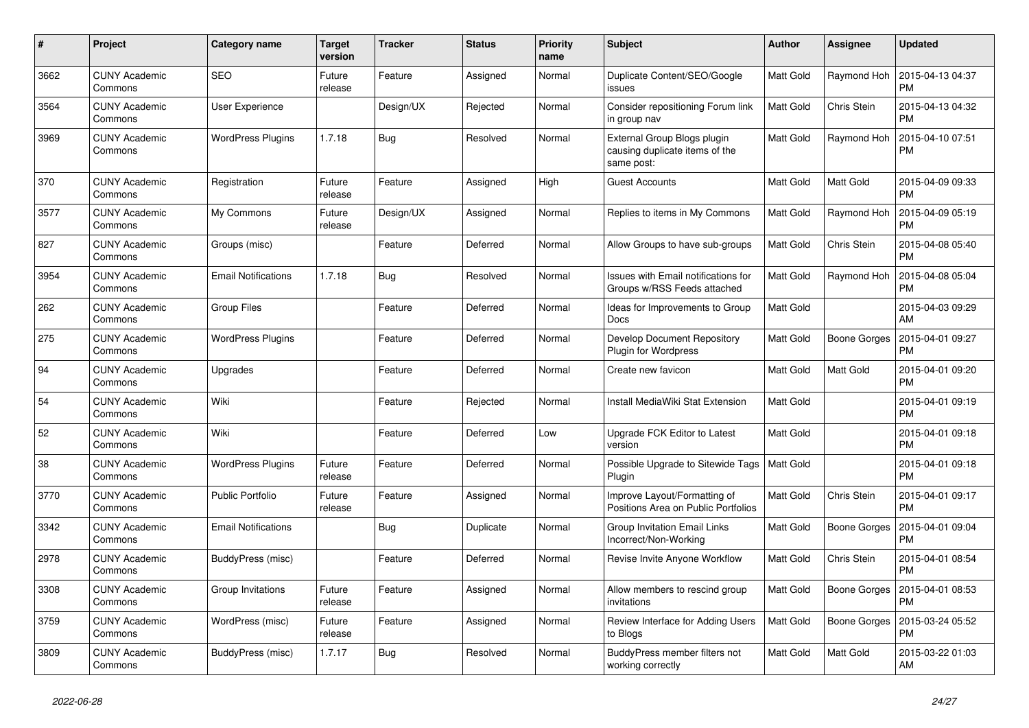| # | Project | Category name | Target version | Tracker | Status | Priority name | Subject | Author | Assignee | Updated |
|---|---|---|---|---|---|---|---|---|---|---|
| 3662 | CUNY Academic Commons | SEO | Future release | Feature | Assigned | Normal | Duplicate Content/SEO/Google issues | Matt Gold | Raymond Hoh | 2015-04-13 04:37 PM |
| 3564 | CUNY Academic Commons | User Experience | | Design/UX | Rejected | Normal | Consider repositioning Forum link in group nav | Matt Gold | Chris Stein | 2015-04-13 04:32 PM |
| 3969 | CUNY Academic Commons | WordPress Plugins | 1.7.18 | Bug | Resolved | Normal | External Group Blogs plugin causing duplicate items of the same post: | Matt Gold | Raymond Hoh | 2015-04-10 07:51 PM |
| 370 | CUNY Academic Commons | Registration | Future release | Feature | Assigned | High | Guest Accounts | Matt Gold | Matt Gold | 2015-04-09 09:33 PM |
| 3577 | CUNY Academic Commons | My Commons | Future release | Design/UX | Assigned | Normal | Replies to items in My Commons | Matt Gold | Raymond Hoh | 2015-04-09 05:19 PM |
| 827 | CUNY Academic Commons | Groups (misc) | | Feature | Deferred | Normal | Allow Groups to have sub-groups | Matt Gold | Chris Stein | 2015-04-08 05:40 PM |
| 3954 | CUNY Academic Commons | Email Notifications | 1.7.18 | Bug | Resolved | Normal | Issues with Email notifications for Groups w/RSS Feeds attached | Matt Gold | Raymond Hoh | 2015-04-08 05:04 PM |
| 262 | CUNY Academic Commons | Group Files | | Feature | Deferred | Normal | Ideas for Improvements to Group Docs | Matt Gold | | 2015-04-03 09:29 AM |
| 275 | CUNY Academic Commons | WordPress Plugins | | Feature | Deferred | Normal | Develop Document Repository Plugin for Wordpress | Matt Gold | Boone Gorges | 2015-04-01 09:27 PM |
| 94 | CUNY Academic Commons | Upgrades | | Feature | Deferred | Normal | Create new favicon | Matt Gold | Matt Gold | 2015-04-01 09:20 PM |
| 54 | CUNY Academic Commons | Wiki | | Feature | Rejected | Normal | Install MediaWiki Stat Extension | Matt Gold | | 2015-04-01 09:19 PM |
| 52 | CUNY Academic Commons | Wiki | | Feature | Deferred | Low | Upgrade FCK Editor to Latest version | Matt Gold | | 2015-04-01 09:18 PM |
| 38 | CUNY Academic Commons | WordPress Plugins | Future release | Feature | Deferred | Normal | Possible Upgrade to Sitewide Tags Plugin | Matt Gold | | 2015-04-01 09:18 PM |
| 3770 | CUNY Academic Commons | Public Portfolio | Future release | Feature | Assigned | Normal | Improve Layout/Formatting of Positions Area on Public Portfolios | Matt Gold | Chris Stein | 2015-04-01 09:17 PM |
| 3342 | CUNY Academic Commons | Email Notifications | | Bug | Duplicate | Normal | Group Invitation Email Links Incorrect/Non-Working | Matt Gold | Boone Gorges | 2015-04-01 09:04 PM |
| 2978 | CUNY Academic Commons | BuddyPress (misc) | | Feature | Deferred | Normal | Revise Invite Anyone Workflow | Matt Gold | Chris Stein | 2015-04-01 08:54 PM |
| 3308 | CUNY Academic Commons | Group Invitations | Future release | Feature | Assigned | Normal | Allow members to rescind group invitations | Matt Gold | Boone Gorges | 2015-04-01 08:53 PM |
| 3759 | CUNY Academic Commons | WordPress (misc) | Future release | Feature | Assigned | Normal | Review Interface for Adding Users to Blogs | Matt Gold | Boone Gorges | 2015-03-24 05:52 PM |
| 3809 | CUNY Academic Commons | BuddyPress (misc) | 1.7.17 | Bug | Resolved | Normal | BuddyPress member filters not working correctly | Matt Gold | Matt Gold | 2015-03-22 01:03 AM |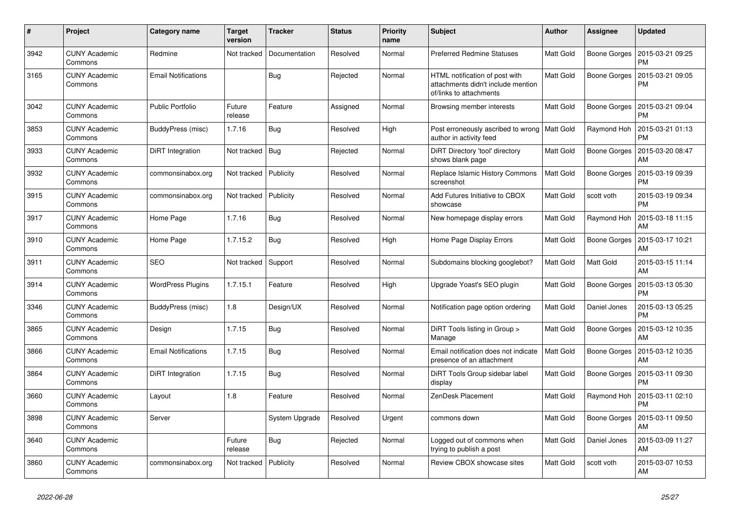| # | Project | Category name | Target version | Tracker | Status | Priority name | Subject | Author | Assignee | Updated |
|---|---|---|---|---|---|---|---|---|---|---|
| 3942 | CUNY Academic Commons | Redmine | Not tracked | Documentation | Resolved | Normal | Preferred Redmine Statuses | Matt Gold | Boone Gorges | 2015-03-21 09:25 PM |
| 3165 | CUNY Academic Commons | Email Notifications | | Bug | Rejected | Normal | HTML notification of post with attachments didn't include mention of/links to attachments | Matt Gold | Boone Gorges | 2015-03-21 09:05 PM |
| 3042 | CUNY Academic Commons | Public Portfolio | Future release | Feature | Assigned | Normal | Browsing member interests | Matt Gold | Boone Gorges | 2015-03-21 09:04 PM |
| 3853 | CUNY Academic Commons | BuddyPress (misc) | 1.7.16 | Bug | Resolved | High | Post erroneously ascribed to wrong author in activity feed | Matt Gold | Raymond Hoh | 2015-03-21 01:13 PM |
| 3933 | CUNY Academic Commons | DiRT Integration | Not tracked | Bug | Rejected | Normal | DiRT Directory 'tool' directory shows blank page | Matt Gold | Boone Gorges | 2015-03-20 08:47 AM |
| 3932 | CUNY Academic Commons | commonsinabox.org | Not tracked | Publicity | Resolved | Normal | Replace Islamic History Commons screenshot | Matt Gold | Boone Gorges | 2015-03-19 09:39 PM |
| 3915 | CUNY Academic Commons | commonsinabox.org | Not tracked | Publicity | Resolved | Normal | Add Futures Initiative to CBOX showcase | Matt Gold | scott voth | 2015-03-19 09:34 PM |
| 3917 | CUNY Academic Commons | Home Page | 1.7.16 | Bug | Resolved | Normal | New homepage display errors | Matt Gold | Raymond Hoh | 2015-03-18 11:15 AM |
| 3910 | CUNY Academic Commons | Home Page | 1.7.15.2 | Bug | Resolved | High | Home Page Display Errors | Matt Gold | Boone Gorges | 2015-03-17 10:21 AM |
| 3911 | CUNY Academic Commons | SEO | Not tracked | Support | Resolved | Normal | Subdomains blocking googlebot? | Matt Gold | Matt Gold | 2015-03-15 11:14 AM |
| 3914 | CUNY Academic Commons | WordPress Plugins | 1.7.15.1 | Feature | Resolved | High | Upgrade Yoast's SEO plugin | Matt Gold | Boone Gorges | 2015-03-13 05:30 PM |
| 3346 | CUNY Academic Commons | BuddyPress (misc) | 1.8 | Design/UX | Resolved | Normal | Notification page option ordering | Matt Gold | Daniel Jones | 2015-03-13 05:25 PM |
| 3865 | CUNY Academic Commons | Design | 1.7.15 | Bug | Resolved | Normal | DiRT Tools listing in Group > Manage | Matt Gold | Boone Gorges | 2015-03-12 10:35 AM |
| 3866 | CUNY Academic Commons | Email Notifications | 1.7.15 | Bug | Resolved | Normal | Email notification does not indicate presence of an attachment | Matt Gold | Boone Gorges | 2015-03-12 10:35 AM |
| 3864 | CUNY Academic Commons | DiRT Integration | 1.7.15 | Bug | Resolved | Normal | DiRT Tools Group sidebar label display | Matt Gold | Boone Gorges | 2015-03-11 09:30 PM |
| 3660 | CUNY Academic Commons | Layout | 1.8 | Feature | Resolved | Normal | ZenDesk Placement | Matt Gold | Raymond Hoh | 2015-03-11 02:10 PM |
| 3898 | CUNY Academic Commons | Server | | System Upgrade | Resolved | Urgent | commons down | Matt Gold | Boone Gorges | 2015-03-11 09:50 AM |
| 3640 | CUNY Academic Commons | | Future release | Bug | Rejected | Normal | Logged out of commons when trying to publish a post | Matt Gold | Daniel Jones | 2015-03-09 11:27 AM |
| 3860 | CUNY Academic Commons | commonsinabox.org | Not tracked | Publicity | Resolved | Normal | Review CBOX showcase sites | Matt Gold | scott voth | 2015-03-07 10:53 AM |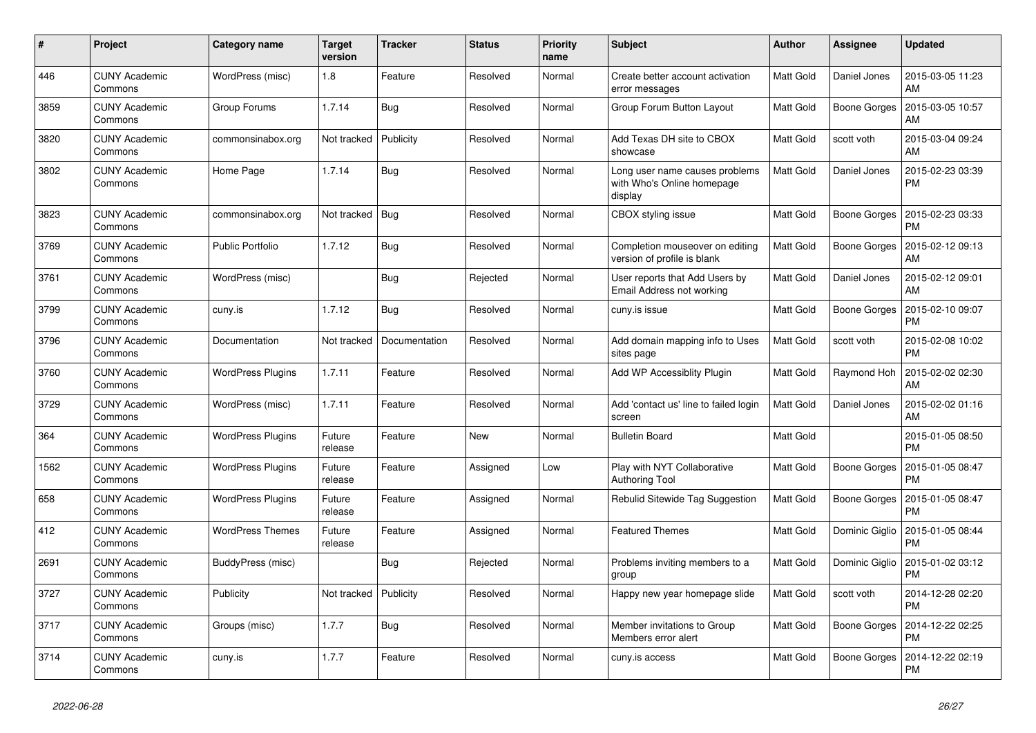| # | Project | Category name | Target version | Tracker | Status | Priority name | Subject | Author | Assignee | Updated |
|---|---|---|---|---|---|---|---|---|---|---|
| 446 | CUNY Academic Commons | WordPress (misc) | 1.8 | Feature | Resolved | Normal | Create better account activation error messages | Matt Gold | Daniel Jones | 2015-03-05 11:23 AM |
| 3859 | CUNY Academic Commons | Group Forums | 1.7.14 | Bug | Resolved | Normal | Group Forum Button Layout | Matt Gold | Boone Gorges | 2015-03-05 10:57 AM |
| 3820 | CUNY Academic Commons | commonsinabox.org | Not tracked | Publicity | Resolved | Normal | Add Texas DH site to CBOX showcase | Matt Gold | scott voth | 2015-03-04 09:24 AM |
| 3802 | CUNY Academic Commons | Home Page | 1.7.14 | Bug | Resolved | Normal | Long user name causes problems with Who's Online homepage display | Matt Gold | Daniel Jones | 2015-02-23 03:39 PM |
| 3823 | CUNY Academic Commons | commonsinabox.org | Not tracked | Bug | Resolved | Normal | CBOX styling issue | Matt Gold | Boone Gorges | 2015-02-23 03:33 PM |
| 3769 | CUNY Academic Commons | Public Portfolio | 1.7.12 | Bug | Resolved | Normal | Completion mouseover on editing version of profile is blank | Matt Gold | Boone Gorges | 2015-02-12 09:13 AM |
| 3761 | CUNY Academic Commons | WordPress (misc) | | Bug | Rejected | Normal | User reports that Add Users by Email Address not working | Matt Gold | Daniel Jones | 2015-02-12 09:01 AM |
| 3799 | CUNY Academic Commons | cuny.is | 1.7.12 | Bug | Resolved | Normal | cuny.is issue | Matt Gold | Boone Gorges | 2015-02-10 09:07 PM |
| 3796 | CUNY Academic Commons | Documentation | Not tracked | Documentation | Resolved | Normal | Add domain mapping info to Uses sites page | Matt Gold | scott voth | 2015-02-08 10:02 PM |
| 3760 | CUNY Academic Commons | WordPress Plugins | 1.7.11 | Feature | Resolved | Normal | Add WP Accessiblity Plugin | Matt Gold | Raymond Hoh | 2015-02-02 02:30 AM |
| 3729 | CUNY Academic Commons | WordPress (misc) | 1.7.11 | Feature | Resolved | Normal | Add 'contact us' line to failed login screen | Matt Gold | Daniel Jones | 2015-02-02 01:16 AM |
| 364 | CUNY Academic Commons | WordPress Plugins | Future release | Feature | New | Normal | Bulletin Board | Matt Gold | | 2015-01-05 08:50 PM |
| 1562 | CUNY Academic Commons | WordPress Plugins | Future release | Feature | Assigned | Low | Play with NYT Collaborative Authoring Tool | Matt Gold | Boone Gorges | 2015-01-05 08:47 PM |
| 658 | CUNY Academic Commons | WordPress Plugins | Future release | Feature | Assigned | Normal | Rebulid Sitewide Tag Suggestion | Matt Gold | Boone Gorges | 2015-01-05 08:47 PM |
| 412 | CUNY Academic Commons | WordPress Themes | Future release | Feature | Assigned | Normal | Featured Themes | Matt Gold | Dominic Giglio | 2015-01-05 08:44 PM |
| 2691 | CUNY Academic Commons | BuddyPress (misc) | | Bug | Rejected | Normal | Problems inviting members to a group | Matt Gold | Dominic Giglio | 2015-01-02 03:12 PM |
| 3727 | CUNY Academic Commons | Publicity | Not tracked | Publicity | Resolved | Normal | Happy new year homepage slide | Matt Gold | scott voth | 2014-12-28 02:20 PM |
| 3717 | CUNY Academic Commons | Groups (misc) | 1.7.7 | Bug | Resolved | Normal | Member invitations to Group Members error alert | Matt Gold | Boone Gorges | 2014-12-22 02:25 PM |
| 3714 | CUNY Academic Commons | cuny.is | 1.7.7 | Feature | Resolved | Normal | cuny.is access | Matt Gold | Boone Gorges | 2014-12-22 02:19 PM |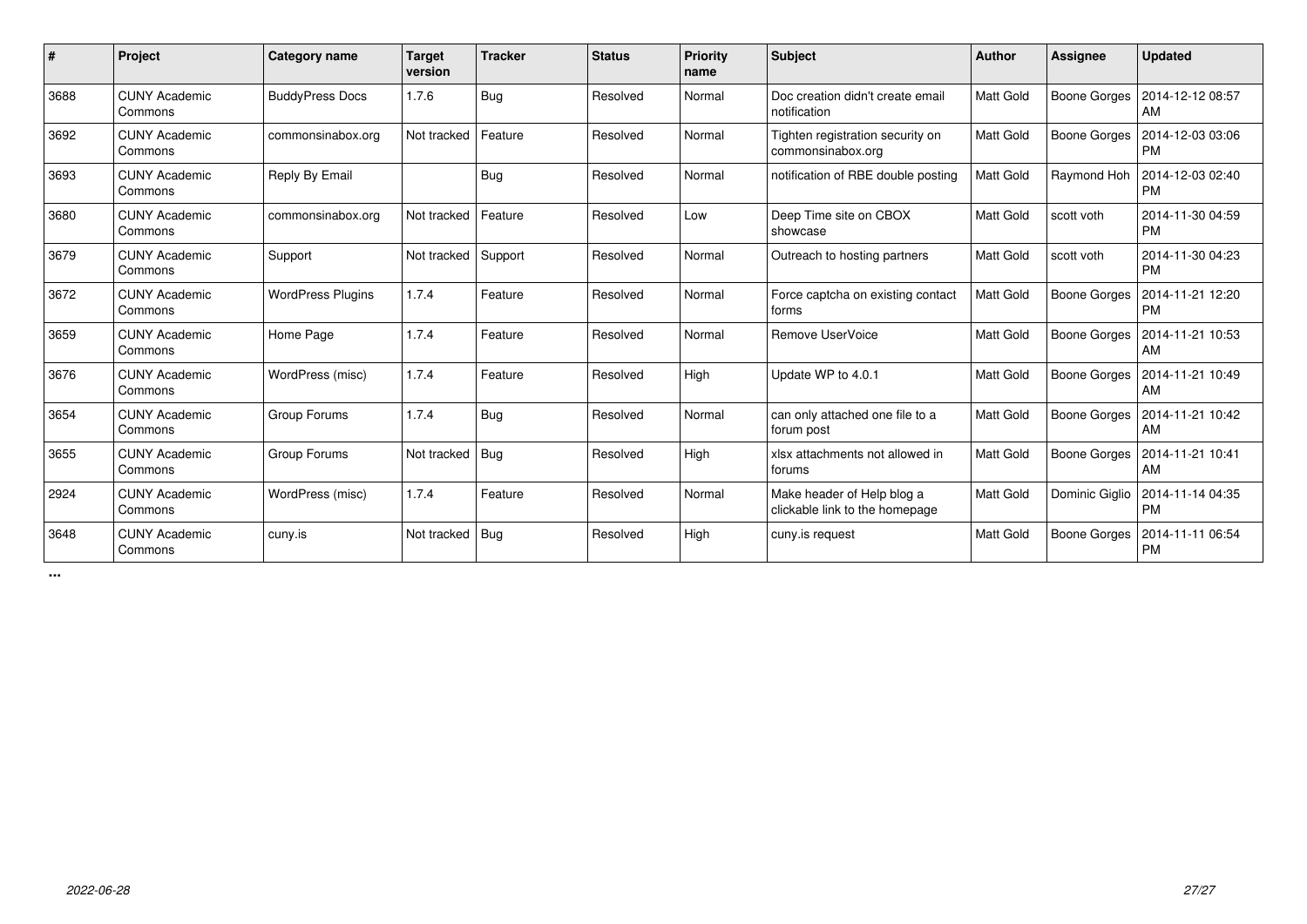| # | Project | Category name | Target version | Tracker | Status | Priority name | Subject | Author | Assignee | Updated |
|---|---|---|---|---|---|---|---|---|---|---|
| 3688 | CUNY Academic Commons | BuddyPress Docs | 1.7.6 | Bug | Resolved | Normal | Doc creation didn't create email notification | Matt Gold | Boone Gorges | 2014-12-12 08:57 AM |
| 3692 | CUNY Academic Commons | commonsinabox.org | Not tracked | Feature | Resolved | Normal | Tighten registration security on commonsinabox.org | Matt Gold | Boone Gorges | 2014-12-03 03:06 PM |
| 3693 | CUNY Academic Commons | Reply By Email | | Bug | Resolved | Normal | notification of RBE double posting | Matt Gold | Raymond Hoh | 2014-12-03 02:40 PM |
| 3680 | CUNY Academic Commons | commonsinabox.org | Not tracked | Feature | Resolved | Low | Deep Time site on CBOX showcase | Matt Gold | scott voth | 2014-11-30 04:59 PM |
| 3679 | CUNY Academic Commons | Support | Not tracked | Support | Resolved | Normal | Outreach to hosting partners | Matt Gold | scott voth | 2014-11-30 04:23 PM |
| 3672 | CUNY Academic Commons | WordPress Plugins | 1.7.4 | Feature | Resolved | Normal | Force captcha on existing contact forms | Matt Gold | Boone Gorges | 2014-11-21 12:20 PM |
| 3659 | CUNY Academic Commons | Home Page | 1.7.4 | Feature | Resolved | Normal | Remove UserVoice | Matt Gold | Boone Gorges | 2014-11-21 10:53 AM |
| 3676 | CUNY Academic Commons | WordPress (misc) | 1.7.4 | Feature | Resolved | High | Update WP to 4.0.1 | Matt Gold | Boone Gorges | 2014-11-21 10:49 AM |
| 3654 | CUNY Academic Commons | Group Forums | 1.7.4 | Bug | Resolved | Normal | can only attached one file to a forum post | Matt Gold | Boone Gorges | 2014-11-21 10:42 AM |
| 3655 | CUNY Academic Commons | Group Forums | Not tracked | Bug | Resolved | High | xlsx attachments not allowed in forums | Matt Gold | Boone Gorges | 2014-11-21 10:41 AM |
| 2924 | CUNY Academic Commons | WordPress (misc) | 1.7.4 | Feature | Resolved | Normal | Make header of Help blog a clickable link to the homepage | Matt Gold | Dominic Giglio | 2014-11-14 04:35 PM |
| 3648 | CUNY Academic Commons | cuny.is | Not tracked | Bug | Resolved | High | cuny.is request | Matt Gold | Boone Gorges | 2014-11-11 06:54 PM |

...